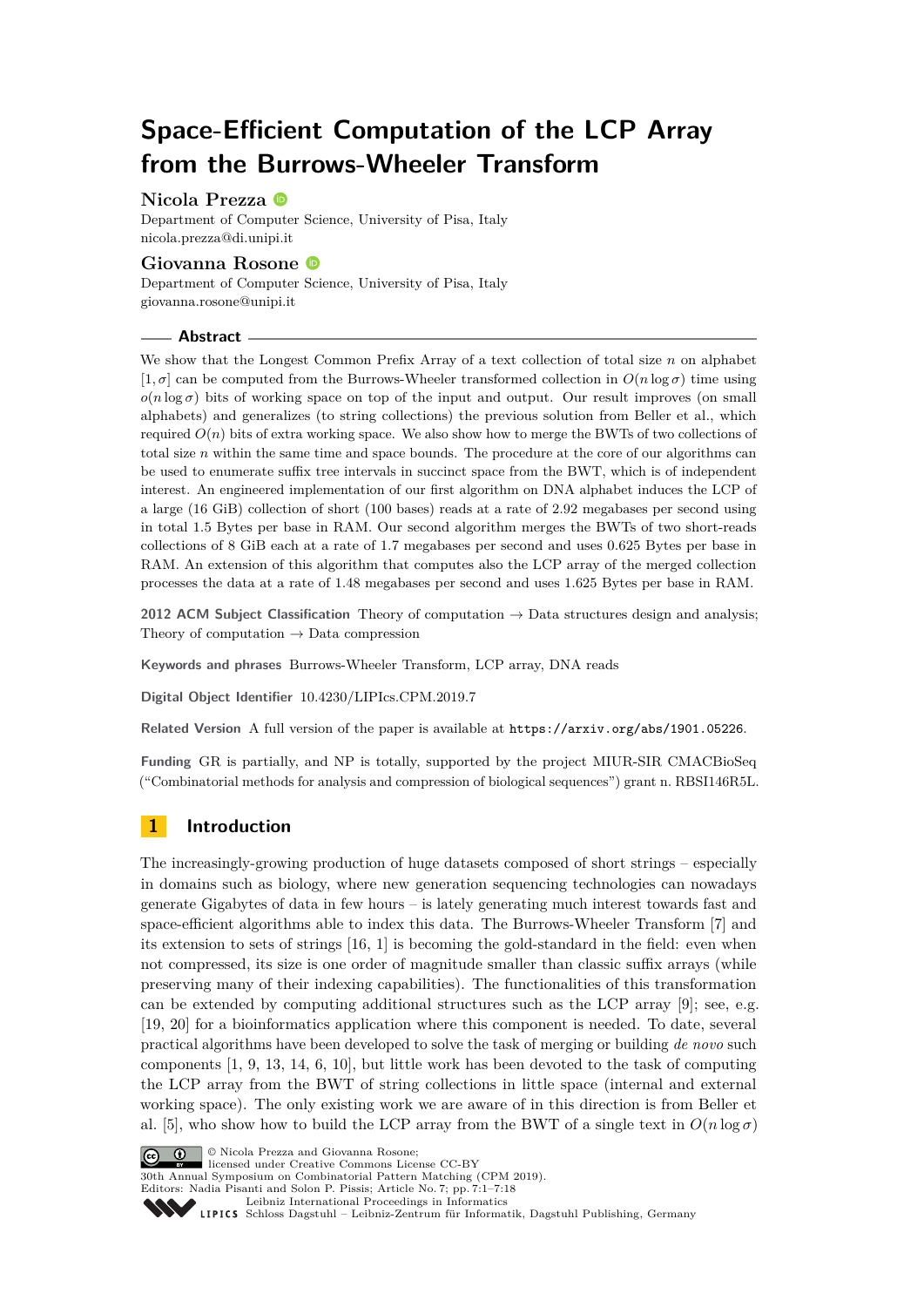# Space-Efficient Computation of the LCP Array from the Burrows-Wheeler Transform

**Nicola Prezza**
Department of Computer Science, University of Pisa, Italy
nicola.prezza@di.unipi.it

**Giovanna Rosone**
Department of Computer Science, University of Pisa, Italy
giovanna.rosone@unipi.it

## Abstract

We show that the Longest Common Prefix Array of a text collection of total size $n$ on alphabet $[1, \sigma]$ can be computed from the Burrows-Wheeler transformed collection in $O(n \log \sigma)$ time using $o(n \log \sigma)$ bits of working space on top of the input and output. Our result improves (on small alphabets) and generalizes (to string collections) the previous solution from Beller et al., which required $O(n)$ bits of extra working space. We also show how to merge the BWTs of two collections of total size $n$ within the same time and space bounds. The procedure at the core of our algorithms can be used to enumerate suffix tree intervals in succinct space from the BWT, which is of independent interest. An engineered implementation of our first algorithm on DNA alphabet induces the LCP of a large (16 GiB) collection of short (100 bases) reads at a rate of 2.92 megabases per second using in total 1.5 Bytes per base in RAM. Our second algorithm merges the BWTs of two short-reads collections of 8 GiB each at a rate of 1.7 megabases per second and uses 0.625 Bytes per base in RAM. An extension of this algorithm that computes also the LCP array of the merged collection processes the data at a rate of 1.48 megabases per second and uses 1.625 Bytes per base in RAM.

**2012 ACM Subject Classification** Theory of computation → Data structures design and analysis; Theory of computation → Data compression

**Keywords and phrases** Burrows-Wheeler Transform, LCP array, DNA reads

**Digital Object Identifier** 10.4230/LIPIcs.CPM.2019.7

**Related Version** A full version of the paper is available at `https://arxiv.org/abs/1901.05226`.

**Funding** GR is partially, and NP is totally, supported by the project MIUR-SIR CMACBioSeq ("Combinatorial methods for analysis and compression of biological sequences") grant n. RBSI146R5L.

## 1 Introduction

The increasingly-growing production of huge datasets composed of short strings – especially in domains such as biology, where new generation sequencing technologies can nowadays generate Gigabytes of data in few hours – is lately generating much interest towards fast and space-efficient algorithms able to index this data. The Burrows-Wheeler Transform [7] and its extension to sets of strings [16, 1] is becoming the gold-standard in the field: even when not compressed, its size is one order of magnitude smaller than classic suffix arrays (while preserving many of their indexing capabilities). The functionalities of this transformation can be extended by computing additional structures such as the LCP array [9]; see, e.g. [19, 20] for a bioinformatics application where this component is needed. To date, several practical algorithms have been developed to solve the task of merging or building *de novo* such components [1, 9, 13, 14, 6, 10], but little work has been devoted to the task of computing the LCP array from the BWT of string collections in little space (internal and external working space). The only existing work we are aware of in this direction is from Beller et al. [5], who show how to build the LCP array from the BWT of a single text in $O(n \log \sigma)$

© Nicola Prezza and Giovanna Rosone;
licensed under Creative Commons License CC-BY
30th Annual Symposium on Combinatorial Pattern Matching (CPM 2019).
Editors: Nadia Pisanti and Solon P. Pissis; Article No. 7; pp. 7:1–7:18
Leibniz International Proceedings in Informatics
Schloss Dagstuhl – Leibniz-Zentrum für Informatik, Dagstuhl Publishing, Germany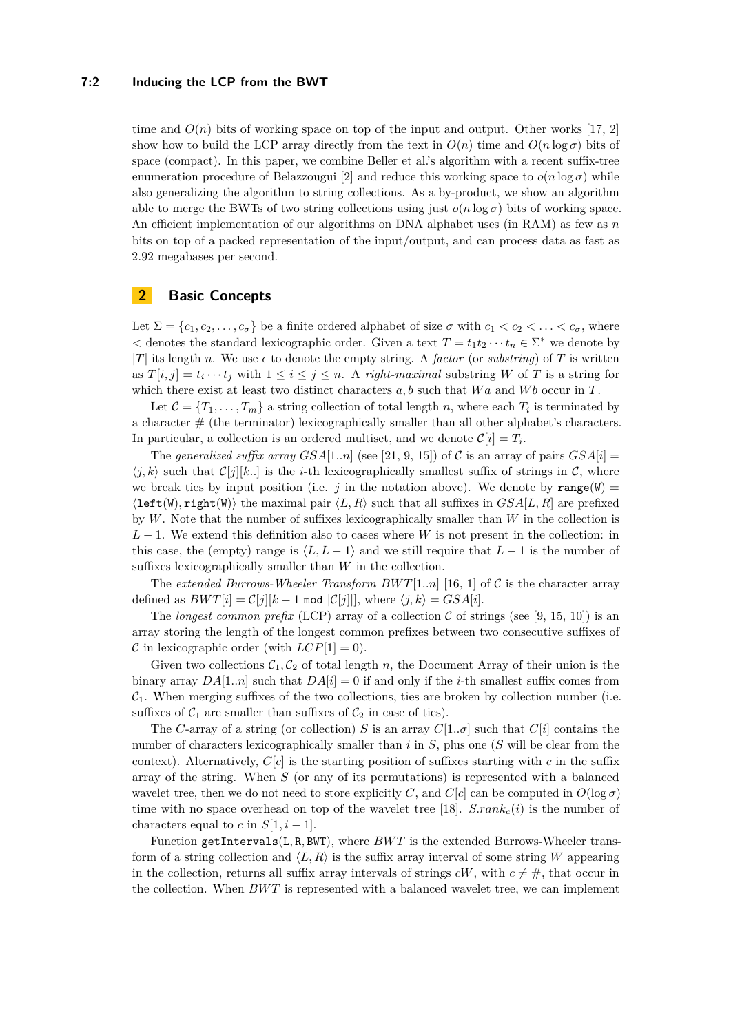time and $O(n)$ bits of working space on top of the input and output. Other works [17, 2] show how to build the LCP array directly from the text in $O(n)$ time and $O(n \log \sigma)$ bits of space (compact). In this paper, we combine Beller et al.'s algorithm with a recent suffix-tree enumeration procedure of Belazzougui [2] and reduce this working space to $o(n \log \sigma)$ while also generalizing the algorithm to string collections. As a by-product, we show an algorithm able to merge the BWTs of two string collections using just $o(n \log \sigma)$ bits of working space. An efficient implementation of our algorithms on DNA alphabet uses (in RAM) as few as $n$ bits on top of a packed representation of the input/output, and can process data as fast as 2.92 megabases per second.

## 2 Basic Concepts

Let $\Sigma = \{c_1, c_2, \ldots, c_\sigma\}$ be a finite ordered alphabet of size $\sigma$ with $c_1 < c_2 < \ldots < c_\sigma$, where $<$ denotes the standard lexicographic order. Given a text $T = t_1 t_2 \cdots t_n \in \Sigma^*$ we denote by $|T|$ its length $n$. We use $\epsilon$ to denote the empty string. A *factor* (or *substring*) of $T$ is written as $T[i, j] = t_i \cdots t_j$ with $1 \leq i \leq j \leq n$. A *right-maximal* substring $W$ of $T$ is a string for which there exist at least two distinct characters $a, b$ such that $Wa$ and $Wb$ occur in $T$.

Let $\mathcal{C} = \{T_1, \ldots, T_m\}$ a string collection of total length $n$, where each $T_i$ is terminated by a character # (the terminator) lexicographically smaller than all other alphabet's characters. In particular, a collection is an ordered multiset, and we denote $\mathcal{C}[i] = T_i$.

The *generalized suffix array* $GSA[1..n]$ (see [21, 9, 15]) of $\mathcal{C}$ is an array of pairs $GSA[i] = \langle j, k \rangle$ such that $\mathcal{C}[j][k..]$ is the $i$-th lexicographically smallest suffix of strings in $\mathcal{C}$, where we break ties by input position (i.e. $j$ in the notation above). We denote by $\texttt{range(W)} = \langle \texttt{left(W)}, \texttt{right(W)} \rangle$ the maximal pair $\langle L, R \rangle$ such that all suffixes in $GSA[L, R]$ are prefixed by $W$. Note that the number of suffixes lexicographically smaller than $W$ in the collection is $L - 1$. We extend this definition also to cases where $W$ is not present in the collection: in this case, the (empty) range is $\langle L, L-1 \rangle$ and we still require that $L - 1$ is the number of suffixes lexicographically smaller than $W$ in the collection.

The *extended Burrows-Wheeler Transform* $BWT[1..n]$ [16, 1] of $\mathcal{C}$ is the character array defined as $BWT[i] = \mathcal{C}[j][k - 1 \bmod |\mathcal{C}[j]|]$, where $\langle j, k \rangle = GSA[i]$.

The *longest common prefix* (LCP) array of a collection $\mathcal{C}$ of strings (see [9, 15, 10]) is an array storing the length of the longest common prefixes between two consecutive suffixes of $\mathcal{C}$ in lexicographic order (with $LCP[1] = 0$).

Given two collections $\mathcal{C}_1, \mathcal{C}_2$ of total length $n$, the Document Array of their union is the binary array $DA[1..n]$ such that $DA[i] = 0$ if and only if the $i$-th smallest suffix comes from $\mathcal{C}_1$. When merging suffixes of the two collections, ties are broken by collection number (i.e. suffixes of $\mathcal{C}_1$ are smaller than suffixes of $\mathcal{C}_2$ in case of ties).

The $C$-array of a string (or collection) $S$ is an array $C[1..\sigma]$ such that $C[i]$ contains the number of characters lexicographically smaller than $i$ in $S$, plus one ($S$ will be clear from the context). Alternatively, $C[c]$ is the starting position of suffixes starting with $c$ in the suffix array of the string. When $S$ (or any of its permutations) is represented with a balanced wavelet tree, then we do not need to store explicitly $C$, and $C[c]$ can be computed in $O(\log \sigma)$ time with no space overhead on top of the wavelet tree [18]. $S.rank_c(i)$ is the number of characters equal to $c$ in $S[1, i-1]$.

Function $\texttt{getIntervals(L, R, BWT)}$, where $BWT$ is the extended Burrows-Wheeler transform of a string collection and $\langle L, R \rangle$ is the suffix array interval of some string $W$ appearing in the collection, returns all suffix array intervals of strings $cW$, with $c \neq \#$, that occur in the collection. When $BWT$ is represented with a balanced wavelet tree, we can implement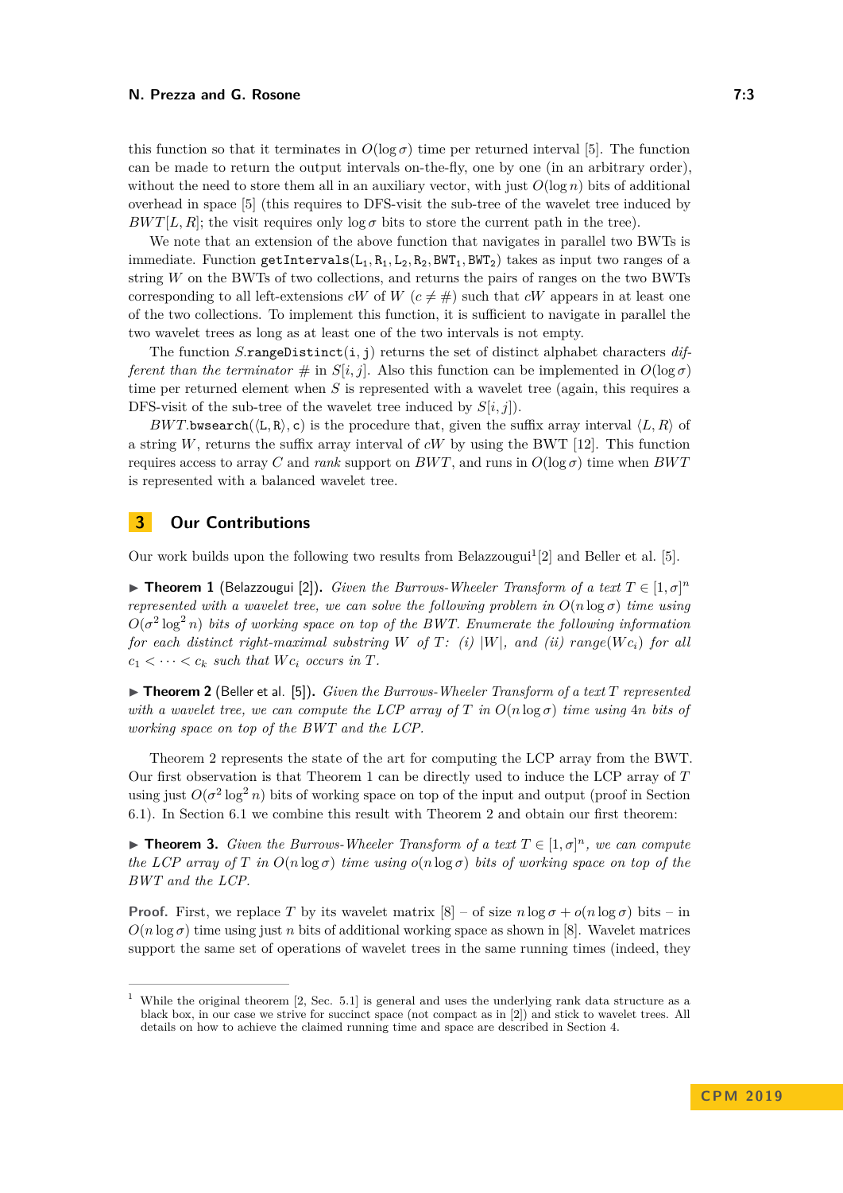this function so that it terminates in $O(\log\sigma)$ time per returned interval [5]. The function can be made to return the output intervals on-the-fly, one by one (in an arbitrary order), without the need to store them all in an auxiliary vector, with just $O(\log n)$ bits of additional overhead in space [5] (this requires to DFS-visit the sub-tree of the wavelet tree induced by $BWT[L, R]$; the visit requires only $\log\sigma$ bits to store the current path in the tree).

We note that an extension of the above function that navigates in parallel two BWTs is immediate. Function $\texttt{getIntervals}(\texttt{L}_1, \texttt{R}_1, \texttt{L}_2, \texttt{R}_2, \texttt{BWT}_1, \texttt{BWT}_2)$ takes as input two ranges of a string $W$ on the BWTs of two collections, and returns the pairs of ranges on the two BWTs corresponding to all left-extensions $cW$ of $W$ ($c \neq \#$) such that $cW$ appears in at least one of the two collections. To implement this function, it is sufficient to navigate in parallel the two wavelet trees as long as at least one of the two intervals is not empty.

The function $S.\texttt{rangeDistinct}(\texttt{i}, \texttt{j})$ returns the set of distinct alphabet characters *different than the terminator* $\#$ in $S[i, j]$. Also this function can be implemented in $O(\log\sigma)$ time per returned element when $S$ is represented with a wavelet tree (again, this requires a DFS-visit of the sub-tree of the wavelet tree induced by $S[i, j]$).

$BWT.\texttt{bwsearch}(\langle\texttt{L}, \texttt{R}\rangle, \texttt{c})$ is the procedure that, given the suffix array interval $\langle L, R\rangle$ of a string $W$, returns the suffix array interval of $cW$ by using the BWT [12]. This function requires access to array $C$ and *rank* support on $BWT$, and runs in $O(\log\sigma)$ time when $BWT$ is represented with a balanced wavelet tree.

## 3 Our Contributions

Our work builds upon the following two results from Belazzougui[1] [2] and Beller et al. [5].

▶ **Theorem 1** (Belazzougui [2]). *Given the Burrows-Wheeler Transform of a text $T \in [1, \sigma]^n$ represented with a wavelet tree, we can solve the following problem in $O(n \log\sigma)$ time using $O(\sigma^2 \log^2 n)$ bits of working space on top of the BWT. Enumerate the following information for each distinct right-maximal substring $W$ of $T$: (i) $|W|$, and (ii) $range(Wc_i)$ for all $c_1 < \cdots < c_k$ such that $Wc_i$ occurs in $T$.*

▶ **Theorem 2** (Beller et al. [5]). *Given the Burrows-Wheeler Transform of a text $T$ represented with a wavelet tree, we can compute the LCP array of $T$ in $O(n \log\sigma)$ time using $4n$ bits of working space on top of the BWT and the LCP.*

Theorem 2 represents the state of the art for computing the LCP array from the BWT. Our first observation is that Theorem 1 can be directly used to induce the LCP array of $T$ using just $O(\sigma^2 \log^2 n)$ bits of working space on top of the input and output (proof in Section 6.1). In Section 6.1 we combine this result with Theorem 2 and obtain our first theorem:

▶ **Theorem 3.** *Given the Burrows-Wheeler Transform of a text $T \in [1, \sigma]^n$, we can compute the LCP array of $T$ in $O(n \log\sigma)$ time using $o(n \log\sigma)$ bits of working space on top of the BWT and the LCP.*

**Proof.** First, we replace $T$ by its wavelet matrix [8] – of size $n \log\sigma + o(n \log\sigma)$ bits – in $O(n \log\sigma)$ time using just $n$ bits of additional working space as shown in [8]. Wavelet matrices support the same set of operations of wavelet trees in the same running times (indeed, they

---

[1] While the original theorem [2, Sec. 5.1] is general and uses the underlying rank data structure as a black box, in our case we strive for succinct space (not compact as in [2]) and stick to wavelet trees. All details on how to achieve the claimed running time and space are described in Section 4.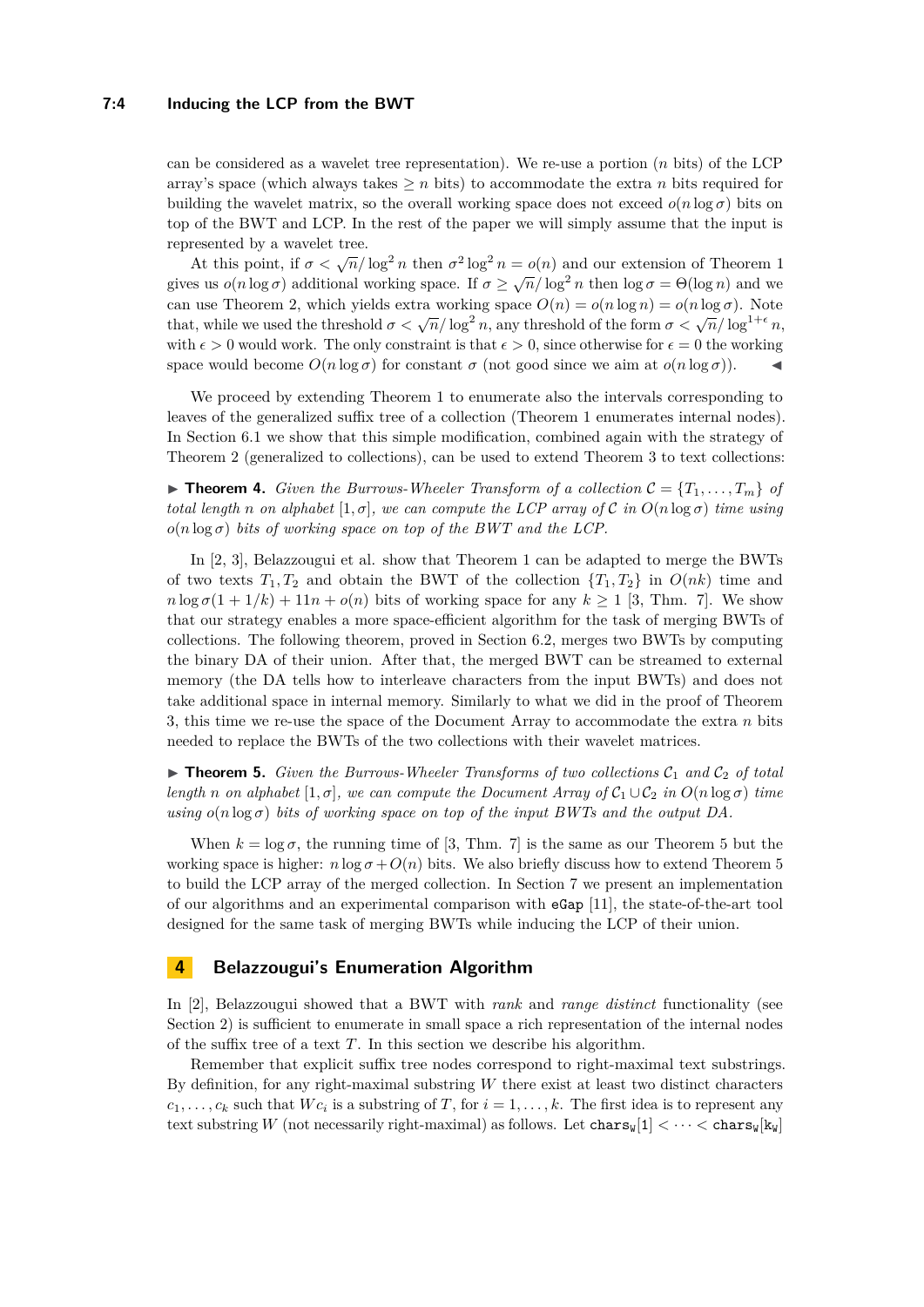can be considered as a wavelet tree representation). We re-use a portion ($n$ bits) of the LCP array's space (which always takes $\geq n$ bits) to accommodate the extra $n$ bits required for building the wavelet matrix, so the overall working space does not exceed $o(n \log \sigma)$ bits on top of the BWT and LCP. In the rest of the paper we will simply assume that the input is represented by a wavelet tree.

At this point, if $\sigma < \sqrt{n}/\log^2 n$ then $\sigma^2 \log^2 n = o(n)$ and our extension of Theorem 1 gives us $o(n \log \sigma)$ additional working space. If $\sigma \geq \sqrt{n}/\log^2 n$ then $\log \sigma = \Theta(\log n)$ and we can use Theorem 2, which yields extra working space $O(n) = o(n \log n) = o(n \log \sigma)$. Note that, while we used the threshold $\sigma < \sqrt{n}/\log^2 n$, any threshold of the form $\sigma < \sqrt{n}/\log^{1+\epsilon} n$, with $\epsilon > 0$ would work. The only constraint is that $\epsilon > 0$, since otherwise for $\epsilon = 0$ the working space would become $O(n \log \sigma)$ for constant $\sigma$ (not good since we aim at $o(n \log \sigma)$). ◀

We proceed by extending Theorem 1 to enumerate also the intervals corresponding to leaves of the generalized suffix tree of a collection (Theorem 1 enumerates internal nodes). In Section 6.1 we show that this simple modification, combined again with the strategy of Theorem 2 (generalized to collections), can be used to extend Theorem 3 to text collections:

▶ **Theorem 4.** *Given the Burrows-Wheeler Transform of a collection $\mathcal{C} = \{T_1, \ldots, T_m\}$ of total length $n$ on alphabet $[1, \sigma]$, we can compute the LCP array of $\mathcal{C}$ in $O(n \log \sigma)$ time using $o(n \log \sigma)$ bits of working space on top of the BWT and the LCP.*

In [2, 3], Belazzougui et al. show that Theorem 1 can be adapted to merge the BWTs of two texts $T_1, T_2$ and obtain the BWT of the collection $\{T_1, T_2\}$ in $O(nk)$ time and $n \log \sigma(1 + 1/k) + 11n + o(n)$ bits of working space for any $k \geq 1$ [3, Thm. 7]. We show that our strategy enables a more space-efficient algorithm for the task of merging BWTs of collections. The following theorem, proved in Section 6.2, merges two BWTs by computing the binary DA of their union. After that, the merged BWT can be streamed to external memory (the DA tells how to interleave characters from the input BWTs) and does not take additional space in internal memory. Similarly to what we did in the proof of Theorem 3, this time we re-use the space of the Document Array to accommodate the extra $n$ bits needed to replace the BWTs of the two collections with their wavelet matrices.

▶ **Theorem 5.** *Given the Burrows-Wheeler Transforms of two collections $\mathcal{C}_1$ and $\mathcal{C}_2$ of total length $n$ on alphabet $[1, \sigma]$, we can compute the Document Array of $\mathcal{C}_1 \cup \mathcal{C}_2$ in $O(n \log \sigma)$ time using $o(n \log \sigma)$ bits of working space on top of the input BWTs and the output DA.*

When $k = \log \sigma$, the running time of [3, Thm. 7] is the same as our Theorem 5 but the working space is higher: $n \log \sigma + O(n)$ bits. We also briefly discuss how to extend Theorem 5 to build the LCP array of the merged collection. In Section 7 we present an implementation of our algorithms and an experimental comparison with `eGap` [11], the state-of-the-art tool designed for the same task of merging BWTs while inducing the LCP of their union.

## 4 Belazzougui's Enumeration Algorithm

In [2], Belazzougui showed that a BWT with *rank* and *range distinct* functionality (see Section 2) is sufficient to enumerate in small space a rich representation of the internal nodes of the suffix tree of a text $T$. In this section we describe his algorithm.

Remember that explicit suffix tree nodes correspond to right-maximal text substrings. By definition, for any right-maximal substring $W$ there exist at least two distinct characters $c_1, \ldots, c_k$ such that $Wc_i$ is a substring of $T$, for $i = 1, \ldots, k$. The first idea is to represent any text substring $W$ (not necessarily right-maximal) as follows. Let $\mathtt{chars_W}[1] < \cdots < \mathtt{chars_W}[\mathtt{k_W}]$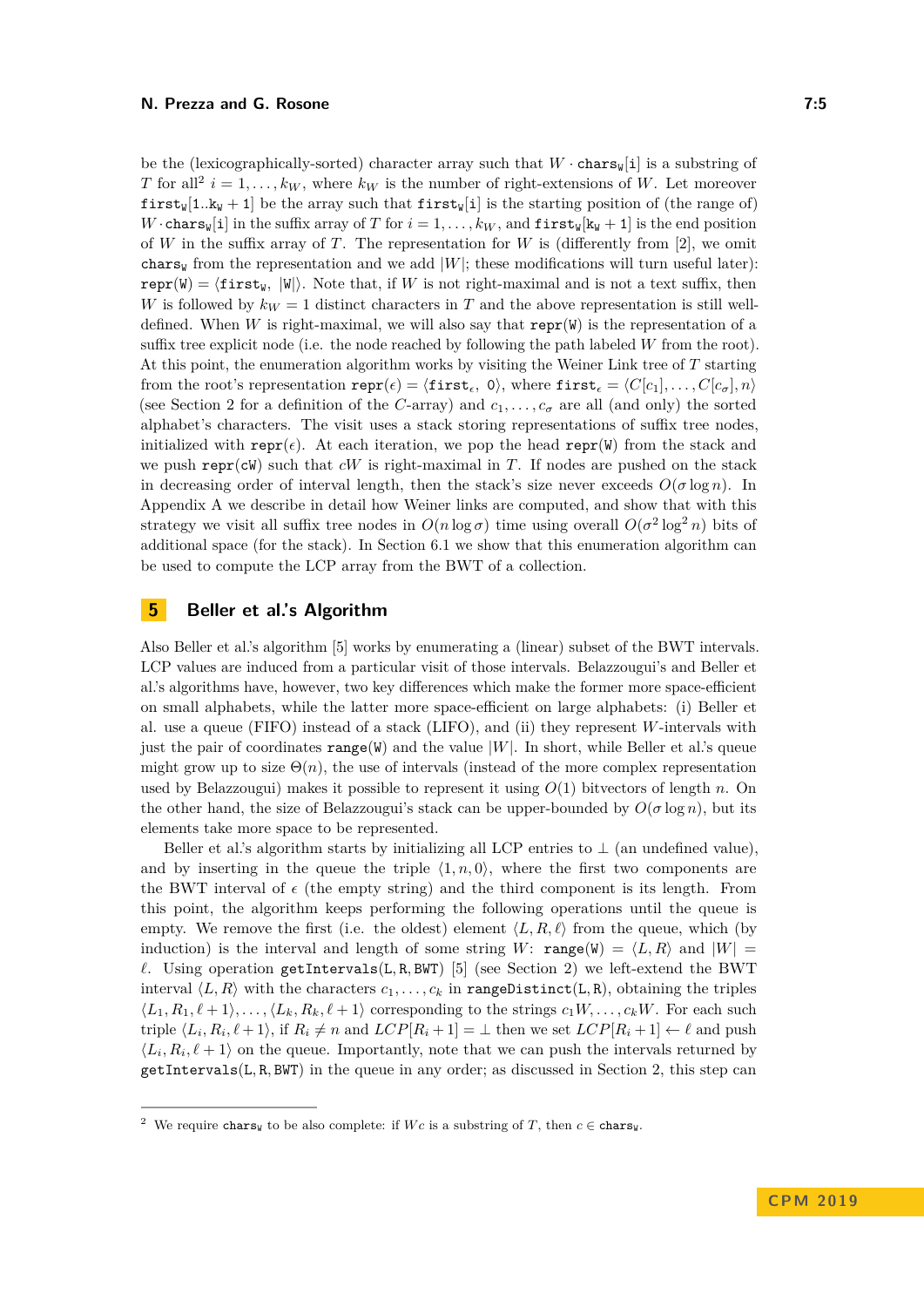be the (lexicographically-sorted) character array such that $W \cdot \mathtt{chars_W}[\mathtt{i}]$ is a substring of $T$ for all[2] $i = 1, \dots, k_W$, where $k_W$ is the number of right-extensions of $W$. Let moreover $\mathtt{first_W}[1..\mathtt{k_W}+1]$ be the array such that $\mathtt{first_W}[\mathtt{i}]$ is the starting position of (the range of) $W \cdot \mathtt{chars_W}[\mathtt{i}]$ in the suffix array of $T$ for $i = 1, \dots, k_W$, and $\mathtt{first_W}[\mathtt{k_W}+1]$ is the end position of $W$ in the suffix array of $T$. The representation for $W$ is (differently from [2], we omit $\mathtt{chars_W}$ from the representation and we add $|W|$; these modifications will turn useful later): $\mathtt{repr(W)} = \langle \mathtt{first_W},\ |\mathtt{W}| \rangle$. Note that, if $W$ is not right-maximal and is not a text suffix, then $W$ is followed by $k_W = 1$ distinct characters in $T$ and the above representation is still well-defined. When $W$ is right-maximal, we will also say that $\mathtt{repr(W)}$ is the representation of a suffix tree explicit node (i.e. the node reached by following the path labeled $W$ from the root). At this point, the enumeration algorithm works by visiting the Weiner Link tree of $T$ starting from the root's representation $\mathtt{repr}(\epsilon) = \langle \mathtt{first}_\epsilon,\ 0 \rangle$, where $\mathtt{first}_\epsilon = \langle C[c_1], \dots, C[c_\sigma], n \rangle$ (see Section 2 for a definition of the $C$-array) and $c_1, \dots, c_\sigma$ are all (and only) the sorted alphabet's characters. The visit uses a stack storing representations of suffix tree nodes, initialized with $\mathtt{repr}(\epsilon)$. At each iteration, we pop the head $\mathtt{repr(W)}$ from the stack and we push $\mathtt{repr(cW)}$ such that $cW$ is right-maximal in $T$. If nodes are pushed on the stack in decreasing order of interval length, then the stack's size never exceeds $O(\sigma \log n)$. In Appendix A we describe in detail how Weiner links are computed, and show that with this strategy we visit all suffix tree nodes in $O(n \log \sigma)$ time using overall $O(\sigma^2 \log^2 n)$ bits of additional space (for the stack). In Section 6.1 we show that this enumeration algorithm can be used to compute the LCP array from the BWT of a collection.

# 5 Beller et al.'s Algorithm

Also Beller et al.'s algorithm [5] works by enumerating a (linear) subset of the BWT intervals. LCP values are induced from a particular visit of those intervals. Belazzougui's and Beller et al.'s algorithms have, however, two key differences which make the former more space-efficient on small alphabets, while the latter more space-efficient on large alphabets: (i) Beller et al. use a queue (FIFO) instead of a stack (LIFO), and (ii) they represent $W$-intervals with just the pair of coordinates $\mathtt{range(W)}$ and the value $|W|$. In short, while Beller et al.'s queue might grow up to size $\Theta(n)$, the use of intervals (instead of the more complex representation used by Belazzougui) makes it possible to represent it using $O(1)$ bitvectors of length $n$. On the other hand, the size of Belazzougui's stack can be upper-bounded by $O(\sigma \log n)$, but its elements take more space to be represented.

Beller et al.'s algorithm starts by initializing all LCP entries to $\perp$ (an undefined value), and by inserting in the queue the triple $\langle 1, n, 0 \rangle$, where the first two components are the BWT interval of $\epsilon$ (the empty string) and the third component is its length. From this point, the algorithm keeps performing the following operations until the queue is empty. We remove the first (i.e. the oldest) element $\langle L, R, \ell \rangle$ from the queue, which (by induction) is the interval and length of some string $W$: $\mathtt{range(W)} = \langle L, R \rangle$ and $|W| = \ell$. Using operation $\mathtt{getIntervals(L,R,BWT)}$ [5] (see Section 2) we left-extend the BWT interval $\langle L, R \rangle$ with the characters $c_1, \dots, c_k$ in $\mathtt{rangeDistinct(L,R)}$, obtaining the triples $\langle L_1, R_1, \ell+1 \rangle, \dots, \langle L_k, R_k, \ell+1 \rangle$ corresponding to the strings $c_1W, \dots, c_kW$. For each such triple $\langle L_i, R_i, \ell+1 \rangle$, if $R_i \neq n$ and $LCP[R_i+1] = \perp$ then we set $LCP[R_i+1] \leftarrow \ell$ and push $\langle L_i, R_i, \ell+1 \rangle$ on the queue. Importantly, note that we can push the intervals returned by $\mathtt{getIntervals(L,R,BWT)}$ in the queue in any order; as discussed in Section 2, this step can

[2] We require $\mathtt{chars_W}$ to be also complete: if $Wc$ is a substring of $T$, then $c \in \mathtt{chars_W}$.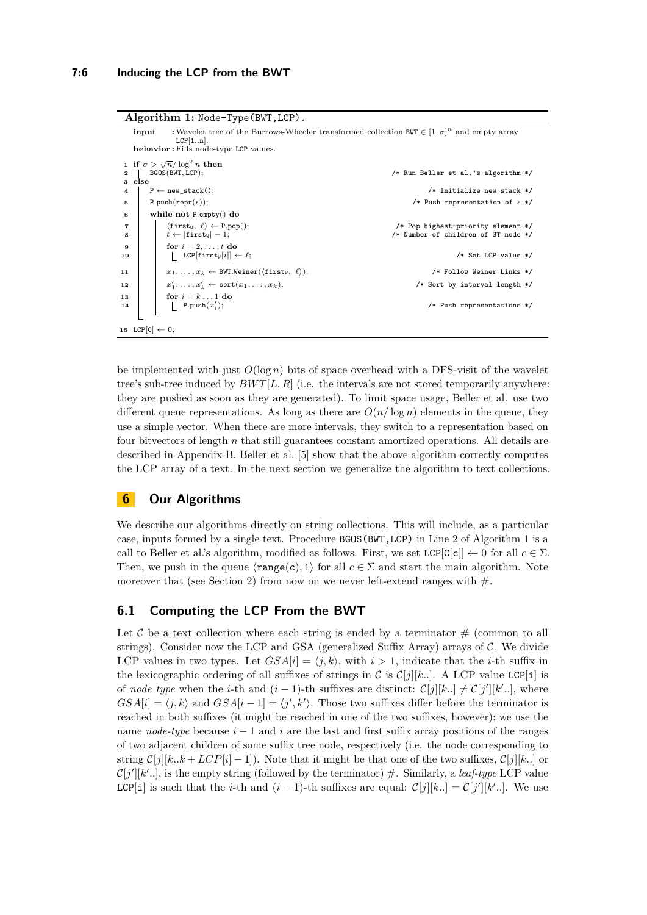**Algorithm 1:** Node-Type(BWT,LCP).

```
input    : Wavelet tree of the Burrows-Wheeler transformed collection BWT ∈ [1, σ]^n and empty array
           LCP[1..n].
behavior : Fills node-type LCP values.

1  if σ > √n/log² n then
2  |   BGOS(BWT, LCP);                                   /* Run Beller et al.'s algorithm */
3  else
4  |   P ← new_stack();                                  /* Initialize new stack */
5  |   P.push(repr(ε));                                  /* Push representation of ε */
6  |   while not P.empty() do
7  |   |   ⟨first_W, ℓ⟩ ← P.pop();                       /* Pop highest-priority element */
8  |   |   t ← |first_W| − 1;                            /* Number of children of ST node */
9  |   |   for i = 2, ..., t do
10 |   |   |   LCP[first_W[i]] ← ℓ;                       /* Set LCP value */
11 |   |   x_1, ..., x_k ← BWT.Weiner(⟨first_W, ℓ⟩);     /* Follow Weiner Links */
12 |   |   x'_1, ..., x'_k ← sort(x_1, ..., x_k);        /* Sort by interval length */
13 |   |   for i = k ... 1 do
14 |   |   |   P.push(x'_i);                              /* Push representations */
15 LCP[0] ← 0;
```

be implemented with just $O(\log n)$ bits of space overhead with a DFS-visit of the wavelet tree's sub-tree induced by $BWT[L, R]$ (i.e. the intervals are not stored temporarily anywhere: they are pushed as soon as they are generated). To limit space usage, Beller et al. use two different queue representations. As long as there are $O(n/\log n)$ elements in the queue, they use a simple vector. When there are more intervals, they switch to a representation based on four bitvectors of length $n$ that still guarantees constant amortized operations. All details are described in Appendix B. Beller et al. [5] show that the above algorithm correctly computes the LCP array of a text. In the next section we generalize the algorithm to text collections.

## 6 Our Algorithms

We describe our algorithms directly on string collections. This will include, as a particular case, inputs formed by a single text. Procedure BGOS(BWT,LCP) in Line 2 of Algorithm 1 is a call to Beller et al.'s algorithm, modified as follows. First, we set LCP[C[c]] $\leftarrow 0$ for all $c \in \Sigma$. Then, we push in the queue $\langle$range(c), 1$\rangle$ for all $c \in \Sigma$ and start the main algorithm. Note moreover that (see Section 2) from now on we never left-extend ranges with #.

### 6.1 Computing the LCP From the BWT

Let $\mathcal{C}$ be a text collection where each string is ended by a terminator # (common to all strings). Consider now the LCP and GSA (generalized Suffix Array) arrays of $\mathcal{C}$. We divide LCP values in two types. Let $GSA[i] = \langle j, k\rangle$, with $i > 1$, indicate that the $i$-th suffix in the lexicographic ordering of all suffixes of strings in $\mathcal{C}$ is $\mathcal{C}[j][k..]$. A LCP value LCP[i] is of *node type* when the $i$-th and $(i-1)$-th suffixes are distinct: $\mathcal{C}[j][k..] \neq \mathcal{C}[j'][k'..]$, where $GSA[i] = \langle j, k\rangle$ and $GSA[i-1] = \langle j', k'\rangle$. Those two suffixes differ before the terminator is reached in both suffixes (it might be reached in one of the two suffixes, however); we use the name *node-type* because $i-1$ and $i$ are the last and first suffix array positions of the ranges of two adjacent children of some suffix tree node, respectively (i.e. the node corresponding to string $\mathcal{C}[j][k..k + LCP[i] - 1]$). Note that it might be that one of the two suffixes, $\mathcal{C}[j][k..]$ or $\mathcal{C}[j'][k'..]$, is the empty string (followed by the terminator) #. Similarly, a *leaf-type* LCP value LCP[i] is such that the $i$-th and $(i-1)$-th suffixes are equal: $\mathcal{C}[j][k..] = \mathcal{C}[j'][k'..]$. We use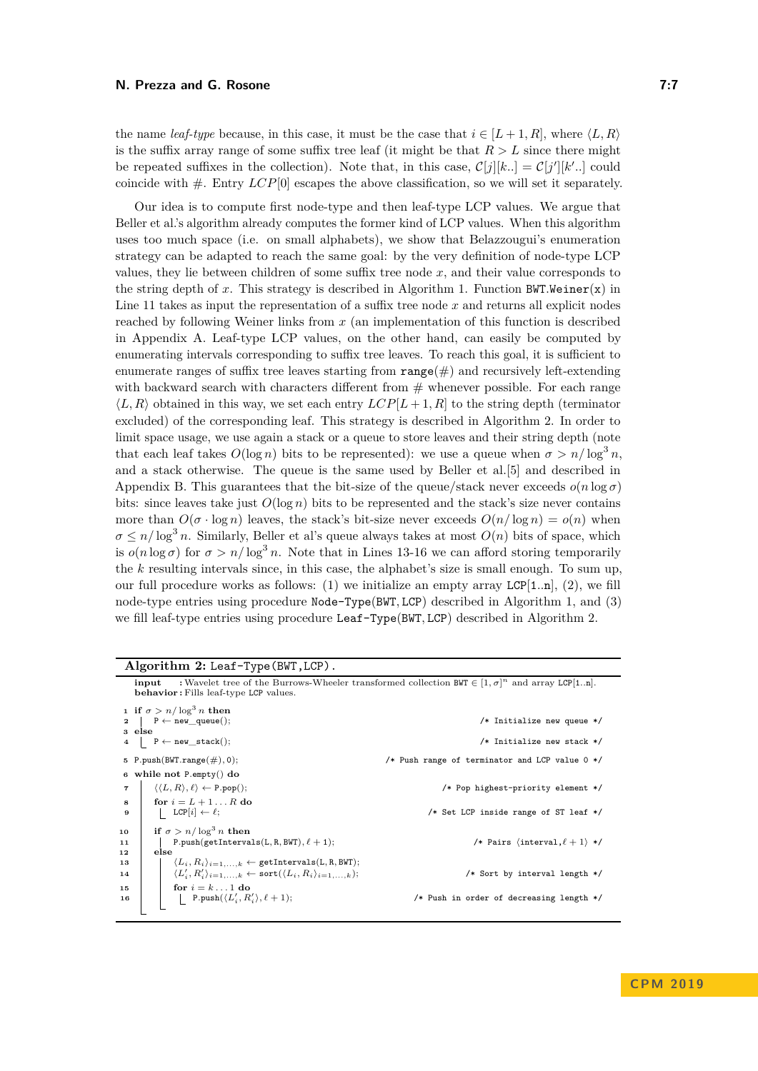the name *leaf-type* because, in this case, it must be the case that $i \in [L+1, R]$, where $\langle L, R\rangle$ is the suffix array range of some suffix tree leaf (it might be that $R > L$ since there might be repeated suffixes in the collection). Note that, in this case, $\mathcal{C}[j][k..] = \mathcal{C}[j'][k'..]$ could coincide with #. Entry $LCP[0]$ escapes the above classification, so we will set it separately.

Our idea is to compute first node-type and then leaf-type LCP values. We argue that Beller et al.'s algorithm already computes the former kind of LCP values. When this algorithm uses too much space (i.e. on small alphabets), we show that Belazzougui's enumeration strategy can be adapted to reach the same goal: by the very definition of node-type LCP values, they lie between children of some suffix tree node $x$, and their value corresponds to the string depth of $x$. This strategy is described in Algorithm 1. Function `BWT.Weiner(x)` in Line 11 takes as input the representation of a suffix tree node $x$ and returns all explicit nodes reached by following Weiner links from $x$ (an implementation of this function is described in Appendix A. Leaf-type LCP values, on the other hand, can easily be computed by enumerating intervals corresponding to suffix tree leaves. To reach this goal, it is sufficient to enumerate ranges of suffix tree leaves starting from `range`(#) and recursively left-extending with backward search with characters different from # whenever possible. For each range $\langle L, R\rangle$ obtained in this way, we set each entry $LCP[L+1, R]$ to the string depth (terminator excluded) of the corresponding leaf. This strategy is described in Algorithm 2. In order to limit space usage, we use again a stack or a queue to store leaves and their string depth (note that each leaf takes $O(\log n)$ bits to be represented): we use a queue when $\sigma > n/\log^3 n$, and a stack otherwise. The queue is the same used by Beller et al.[5] and described in Appendix B. This guarantees that the bit-size of the queue/stack never exceeds $o(n \log \sigma)$ bits: since leaves take just $O(\log n)$ bits to be represented and the stack's size never contains more than $O(\sigma \cdot \log n)$ leaves, the stack's bit-size never exceeds $O(n/\log n) = o(n)$ when $\sigma \le n/\log^3 n$. Similarly, Beller et al's queue always takes at most $O(n)$ bits of space, which is $o(n \log \sigma)$ for $\sigma > n/\log^3 n$. Note that in Lines 13-16 we can afford storing temporarily the $k$ resulting intervals since, in this case, the alphabet's size is small enough. To sum up, our full procedure works as follows: (1) we initialize an empty array `LCP[1..n]`, (2), we fill node-type entries using procedure `Node-Type(BWT,LCP)` described in Algorithm 1, and (3) we fill leaf-type entries using procedure `Leaf-Type(BWT,LCP)` described in Algorithm 2.

**Algorithm 2:** `Leaf-Type(BWT,LCP)`.

**input** : Wavelet tree of the Burrows-Wheeler transformed collection $\mathtt{BWT} \in [1, \sigma]^n$ and array `LCP[1..n]`.
**behavior** : Fills leaf-type `LCP` values.

```
1  if σ > n/log³ n then
2  |   P ← new_queue();                                   /* Initialize new queue */
3  else
4  |   P ← new_stack();                                   /* Initialize new stack */
5  P.push(BWT.range(#), 0);                  /* Push range of terminator and LCP value 0 */
6  while not P.empty() do
7  |   ⟨⟨L, R⟩, ℓ⟩ ← P.pop();                       /* Pop highest-priority element */
8  |   for i = L + 1 ... R do
9  |   |   LCP[i] ← ℓ;                              /* Set LCP inside range of ST leaf */
10 |   if σ > n/log³ n then
11 |   |   P.push(getIntervals(L, R, BWT), ℓ + 1);            /* Pairs ⟨interval, ℓ + 1⟩ */
12 |   else
13 |   |   ⟨L_i, R_i⟩_{i=1,...,k} ← getIntervals(L, R, BWT);
14 |   |   ⟨L'_i, R'_i⟩_{i=1,...,k} ← sort(⟨L_i, R_i⟩_{i=1,...,k});   /* Sort by interval length */
15 |   |   for i = k ... 1 do
16 |   |   |   P.push(⟨L'_i, R'_i⟩, ℓ + 1);            /* Push in order of decreasing length */
```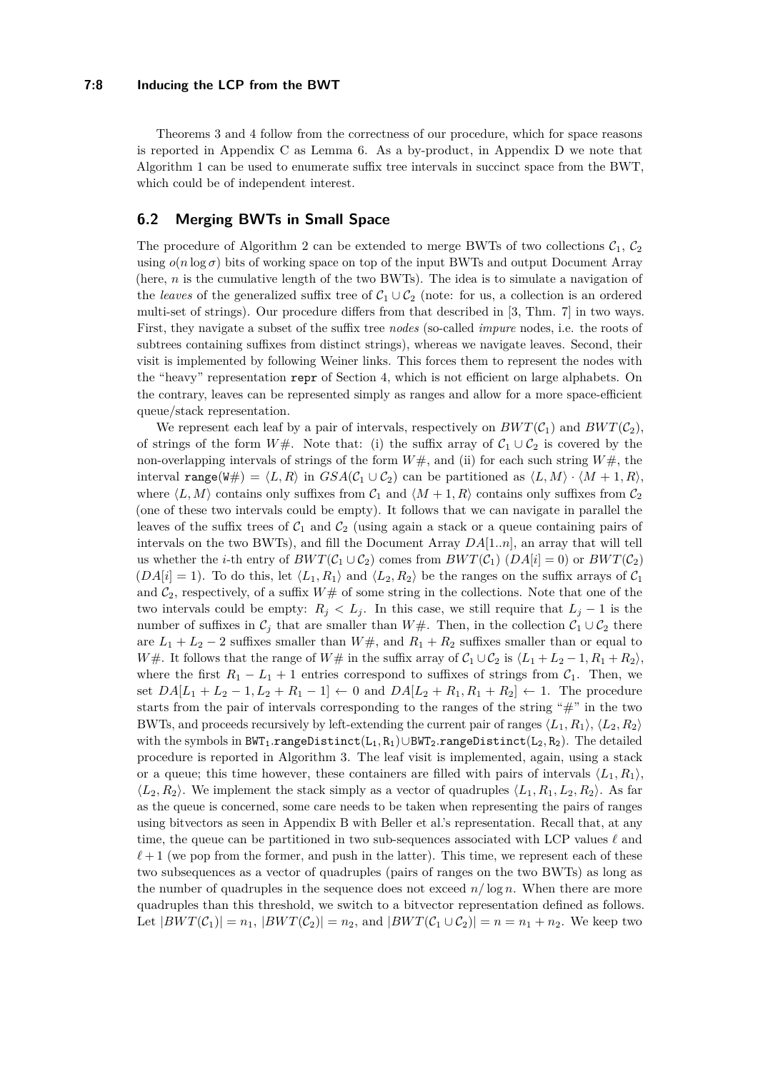Theorems 3 and 4 follow from the correctness of our procedure, which for space reasons is reported in Appendix C as Lemma 6. As a by-product, in Appendix D we note that Algorithm 1 can be used to enumerate suffix tree intervals in succinct space from the BWT, which could be of independent interest.

## 6.2 Merging BWTs in Small Space

The procedure of Algorithm 2 can be extended to merge BWTs of two collections $\mathcal{C}_1$, $\mathcal{C}_2$ using $o(n \log \sigma)$ bits of working space on top of the input BWTs and output Document Array (here, $n$ is the cumulative length of the two BWTs). The idea is to simulate a navigation of the *leaves* of the generalized suffix tree of $\mathcal{C}_1 \cup \mathcal{C}_2$ (note: for us, a collection is an ordered multi-set of strings). Our procedure differs from that described in [3, Thm. 7] in two ways. First, they navigate a subset of the suffix tree *nodes* (so-called *impure* nodes, i.e. the roots of subtrees containing suffixes from distinct strings), whereas we navigate leaves. Second, their visit is implemented by following Weiner links. This forces them to represent the nodes with the "heavy" representation `repr` of Section 4, which is not efficient on large alphabets. On the contrary, leaves can be represented simply as ranges and allow for a more space-efficient queue/stack representation.

We represent each leaf by a pair of intervals, respectively on $BWT(\mathcal{C}_1)$ and $BWT(\mathcal{C}_2)$, of strings of the form $W\#$. Note that: (i) the suffix array of $\mathcal{C}_1 \cup \mathcal{C}_2$ is covered by the non-overlapping intervals of strings of the form $W\#$, and (ii) for each such string $W\#$, the interval $\mathtt{range(W\#)} = \langle L, R\rangle$ in $GSA(\mathcal{C}_1 \cup \mathcal{C}_2)$ can be partitioned as $\langle L, M\rangle \cdot \langle M+1, R\rangle$, where $\langle L, M\rangle$ contains only suffixes from $\mathcal{C}_1$ and $\langle M+1, R\rangle$ contains only suffixes from $\mathcal{C}_2$ (one of these two intervals could be empty). It follows that we can navigate in parallel the leaves of the suffix trees of $\mathcal{C}_1$ and $\mathcal{C}_2$ (using again a stack or a queue containing pairs of intervals on the two BWTs), and fill the Document Array $DA[1..n]$, an array that will tell us whether the $i$-th entry of $BWT(\mathcal{C}_1 \cup \mathcal{C}_2)$ comes from $BWT(\mathcal{C}_1)$ ($DA[i] = 0$) or $BWT(\mathcal{C}_2)$ ($DA[i] = 1$). To do this, let $\langle L_1, R_1\rangle$ and $\langle L_2, R_2\rangle$ be the ranges on the suffix arrays of $\mathcal{C}_1$ and $\mathcal{C}_2$, respectively, of a suffix $W\#$ of some string in the collections. Note that one of the two intervals could be empty: $R_j < L_j$. In this case, we still require that $L_j - 1$ is the number of suffixes in $\mathcal{C}_j$ that are smaller than $W\#$. Then, in the collection $\mathcal{C}_1 \cup \mathcal{C}_2$ there are $L_1 + L_2 - 2$ suffixes smaller than $W\#$, and $R_1 + R_2$ suffixes smaller than or equal to $W\#$. It follows that the range of $W\#$ in the suffix array of $\mathcal{C}_1 \cup \mathcal{C}_2$ is $\langle L_1 + L_2 - 1, R_1 + R_2\rangle$, where the first $R_1 - L_1 + 1$ entries correspond to suffixes of strings from $\mathcal{C}_1$. Then, we set $DA[L_1 + L_2 - 1, L_2 + R_1 - 1] \leftarrow 0$ and $DA[L_2 + R_1, R_1 + R_2] \leftarrow 1$. The procedure starts from the pair of intervals corresponding to the ranges of the string "#" in the two BWTs, and proceeds recursively by left-extending the current pair of ranges $\langle L_1, R_1\rangle$, $\langle L_2, R_2\rangle$ with the symbols in $\mathtt{BWT_1.rangeDistinct(L_1, R_1)} \cup \mathtt{BWT_2.rangeDistinct(L_2, R_2)}$. The detailed procedure is reported in Algorithm 3. The leaf visit is implemented, again, using a stack or a queue; this time however, these containers are filled with pairs of intervals $\langle L_1, R_1\rangle$, $\langle L_2, R_2\rangle$. We implement the stack simply as a vector of quadruples $\langle L_1, R_1, L_2, R_2\rangle$. As far as the queue is concerned, some care needs to be taken when representing the pairs of ranges using bitvectors as seen in Appendix B with Beller et al.'s representation. Recall that, at any time, the queue can be partitioned in two sub-sequences associated with LCP values $\ell$ and $\ell + 1$ (we pop from the former, and push in the latter). This time, we represent each of these two subsequences as a vector of quadruples (pairs of ranges on the two BWTs) as long as the number of quadruples in the sequence does not exceed $n/\log n$. When there are more quadruples than this threshold, we switch to a bitvector representation defined as follows. Let $|BWT(\mathcal{C}_1)| = n_1$, $|BWT(\mathcal{C}_2)| = n_2$, and $|BWT(\mathcal{C}_1 \cup \mathcal{C}_2)| = n = n_1 + n_2$. We keep two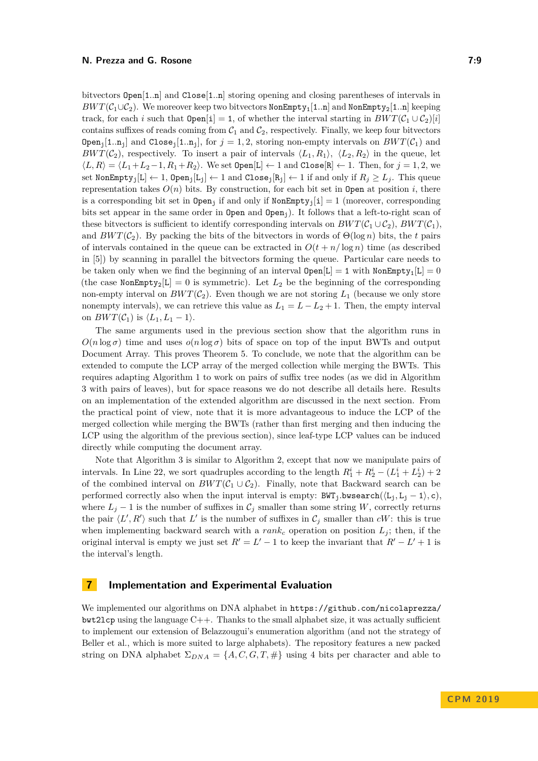bitvectors Open[1..n] and Close[1..n] storing opening and closing parentheses of intervals in $BWT(\mathcal{C}_1 \cup \mathcal{C}_2)$. We moreover keep two bitvectors $\texttt{NonEmpty}_1$[1..n] and $\texttt{NonEmpty}_2$[1..n] keeping track, for each $i$ such that Open[i] = 1, of whether the interval starting in $BWT(\mathcal{C}_1 \cup \mathcal{C}_2)[i]$ contains suffixes of reads coming from $\mathcal{C}_1$ and $\mathcal{C}_2$, respectively. Finally, we keep four bitvectors $\texttt{Open}_\texttt{j}[1..\texttt{n}_\texttt{j}]$ and $\texttt{Close}_\texttt{j}[1..\texttt{n}_\texttt{j}]$, for $j = 1, 2$, storing non-empty intervals on $BWT(\mathcal{C}_1)$ and $BWT(\mathcal{C}_2)$, respectively. To insert a pair of intervals $\langle L_1, R_1\rangle$, $\langle L_2, R_2\rangle$ in the queue, let $\langle L, R\rangle = \langle L_1 + L_2 - 1, R_1 + R_2\rangle$. We set Open[L] $\leftarrow 1$ and Close[R] $\leftarrow 1$. Then, for $j = 1, 2$, we set $\texttt{NonEmpty}_\texttt{j}[\texttt{L}] \leftarrow 1$, $\texttt{Open}_\texttt{j}[\texttt{L}_\texttt{j}] \leftarrow 1$ and $\texttt{Close}_\texttt{j}[\texttt{R}_\texttt{j}] \leftarrow 1$ if and only if $R_j \geq L_j$. This queue representation takes $O(n)$ bits. By construction, for each bit set in Open at position $i$, there is a corresponding bit set in $\texttt{Open}_\texttt{j}$ if and only if $\texttt{NonEmpty}_\texttt{j}[\texttt{i}] = 1$ (moreover, corresponding bits set appear in the same order in Open and $\texttt{Open}_\texttt{j}$). It follows that a left-to-right scan of these bitvectors is sufficient to identify corresponding intervals on $BWT(\mathcal{C}_1 \cup \mathcal{C}_2)$, $BWT(\mathcal{C}_1)$, and $BWT(\mathcal{C}_2)$. By packing the bits of the bitvectors in words of $\Theta(\log n)$ bits, the $t$ pairs of intervals contained in the queue can be extracted in $O(t + n/\log n)$ time (as described in [5]) by scanning in parallel the bitvectors forming the queue. Particular care needs to be taken only when we find the beginning of an interval Open[L] = 1 with $\texttt{NonEmpty}_1[\texttt{L}] = 0$ (the case $\texttt{NonEmpty}_2[\texttt{L}] = 0$ is symmetric). Let $L_2$ be the beginning of the corresponding non-empty interval on $BWT(\mathcal{C}_2)$. Even though we are not storing $L_1$ (because we only store nonempty intervals), we can retrieve this value as $L_1 = L - L_2 + 1$. Then, the empty interval on $BWT(\mathcal{C}_1)$ is $\langle L_1, L_1 - 1\rangle$.

The same arguments used in the previous section show that the algorithm runs in $O(n \log \sigma)$ time and uses $o(n \log \sigma)$ bits of space on top of the input BWTs and output Document Array. This proves Theorem 5. To conclude, we note that the algorithm can be extended to compute the LCP array of the merged collection while merging the BWTs. This requires adapting Algorithm 1 to work on pairs of suffix tree nodes (as we did in Algorithm 3 with pairs of leaves), but for space reasons we do not describe all details here. Results on an implementation of the extended algorithm are discussed in the next section. From the practical point of view, note that it is more advantageous to induce the LCP of the merged collection while merging the BWTs (rather than first merging and then inducing the LCP using the algorithm of the previous section), since leaf-type LCP values can be induced directly while computing the document array.

Note that Algorithm 3 is similar to Algorithm 2, except that now we manipulate pairs of intervals. In Line 22, we sort quadruples according to the length $R_1^i + R_2^i - (L_1^i + L_2^i) + 2$ of the combined interval on $BWT(\mathcal{C}_1 \cup \mathcal{C}_2)$. Finally, note that Backward search can be performed correctly also when the input interval is empty: $\texttt{BWT}_\texttt{j}.\texttt{bwsearch}(\langle \texttt{L}_\texttt{j}, \texttt{L}_\texttt{j} - 1\rangle, \texttt{c})$, where $L_j - 1$ is the number of suffixes in $\mathcal{C}_j$ smaller than some string $W$, correctly returns the pair $\langle L', R'\rangle$ such that $L'$ is the number of suffixes in $\mathcal{C}_j$ smaller than $cW$: this is true when implementing backward search with a $rank_c$ operation on position $L_j$; then, if the original interval is empty we just set $R' = L' - 1$ to keep the invariant that $R' - L' + 1$ is the interval's length.

## 7 Implementation and Experimental Evaluation

We implemented our algorithms on DNA alphabet in https://github.com/nicolaprezza/bwt2lcp using the language C++. Thanks to the small alphabet size, it was actually sufficient to implement our extension of Belazzougui's enumeration algorithm (and not the strategy of Beller et al., which is more suited to large alphabets). The repository features a new packed string on DNA alphabet $\Sigma_{DNA} = \{A, C, G, T, \#\}$ using 4 bits per character and able to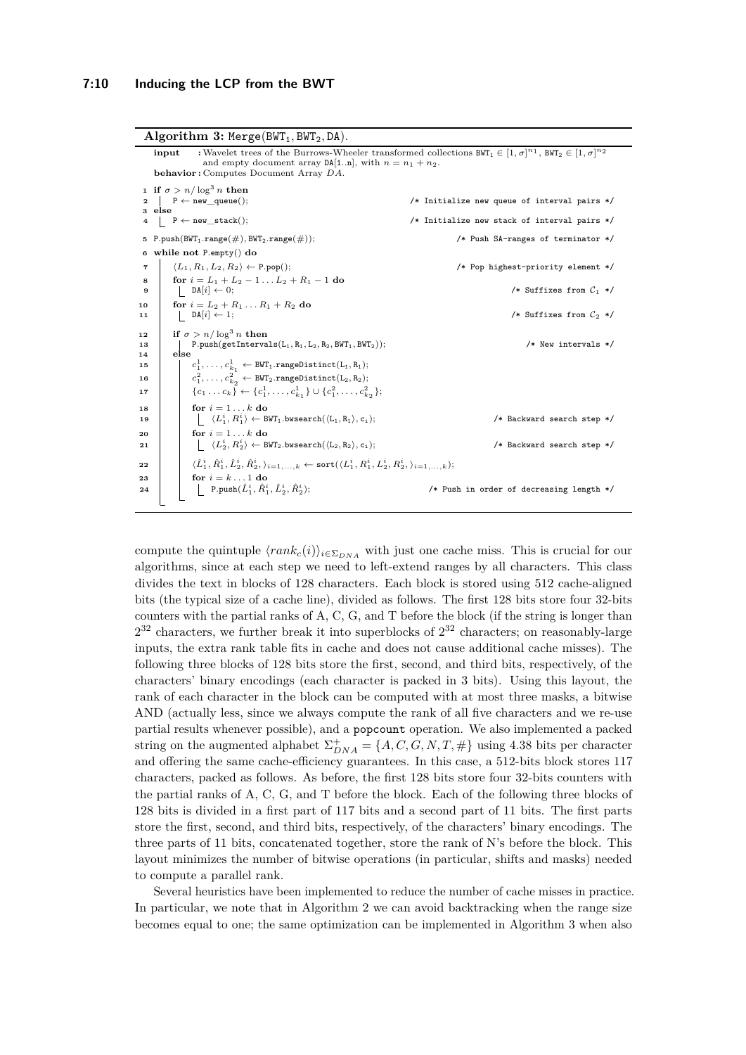**Algorithm 3:** Merge($\texttt{BWT}_1, \texttt{BWT}_2, \texttt{DA}$).

```
input     : Wavelet trees of the Burrows-Wheeler transformed collections BWT_1 ∈ [1,σ]^{n_1}, BWT_2 ∈ [1,σ]^{n_2}
            and empty document array DA[1..n], with n = n_1 + n_2.
behavior  : Computes Document Array DA.

1  if σ > n/log^3 n then
2  |  P ← new_queue();                                   /* Initialize new queue of interval pairs */
3  else
4  |  P ← new_stack();                                   /* Initialize new stack of interval pairs */
5  P.push(BWT_1.range(#), BWT_2.range(#));               /* Push SA-ranges of terminator */
6  while not P.empty() do
7  |  ⟨L_1, R_1, L_2, R_2⟩ ← P.pop();                     /* Pop highest-priority element */
8  |  for i = L_1 + L_2 − 1 ... L_2 + R_1 − 1 do
9  |  |  DA[i] ← 0;                                       /* Suffixes from C_1 */
10 |  for i = L_2 + R_1 ... R_1 + R_2 do
11 |  |  DA[i] ← 1;                                       /* Suffixes from C_2 */
12 |  if σ > n/log^3 n then
13 |  |  P.push(getIntervals(L_1, R_1, L_2, R_2, BWT_1, BWT_2));   /* New intervals */
14 |  else
15 |  |  c^1_1, ..., c^1_{k_1} ← BWT_1.rangeDistinct(L_1, R_1);
16 |  |  c^2_1, ..., c^2_{k_2} ← BWT_2.rangeDistinct(L_2, R_2);
17 |  |  {c_1 ... c_k} ← {c^1_1, ..., c^1_{k_1}} ∪ {c^2_1, ..., c^2_{k_2}};
18 |  |  for i = 1 ... k do
19 |  |  |  ⟨L^i_1, R^i_1⟩ ← BWT_1.bwsearch(⟨L_1, R_1⟩, c_i);      /* Backward search step */
20 |  |  for i = 1 ... k do
21 |  |  |  ⟨L^i_2, R^i_2⟩ ← BWT_2.bwsearch(⟨L_2, R_2⟩, c_i);      /* Backward search step */
22 |  |  ⟨L̂^i_1, R̂^i_1, L̂^i_2, R̂^i_2,⟩_{i=1,...,k} ← sort(⟨L^i_1, R^i_1, L^i_2, R^i_2,⟩_{i=1,...,k});
23 |  |  for i = k ... 1 do
24 |  |  |  P.push(L̂^i_1, R̂^i_1, L̂^i_2, R̂^i_2);     /* Push in order of decreasing length */
```

compute the quintuple $\langle rank_c(i)\rangle_{i\in\Sigma_{DNA}}$ with just one cache miss. This is crucial for our algorithms, since at each step we need to left-extend ranges by all characters. This class divides the text in blocks of 128 characters. Each block is stored using 512 cache-aligned bits (the typical size of a cache line), divided as follows. The first 128 bits store four 32-bits counters with the partial ranks of A, C, G, and T before the block (if the string is longer than $2^{32}$ characters, we further break it into superblocks of $2^{32}$ characters; on reasonably-large inputs, the extra rank table fits in cache and does not cause additional cache misses). The following three blocks of 128 bits store the first, second, and third bits, respectively, of the characters' binary encodings (each character is packed in 3 bits). Using this layout, the rank of each character in the block can be computed with at most three masks, a bitwise AND (actually less, since we always compute the rank of all five characters and we re-use partial results whenever possible), and a `popcount` operation. We also implemented a packed string on the augmented alphabet $\Sigma_{DNA}^{+} = \{A, C, G, N, T, \#\}$ using 4.38 bits per character and offering the same cache-efficiency guarantees. In this case, a 512-bits block stores 117 characters, packed as follows. As before, the first 128 bits store four 32-bits counters with the partial ranks of A, C, G, and T before the block. Each of the following three blocks of 128 bits is divided in a first part of 117 bits and a second part of 11 bits. The first parts store the first, second, and third bits, respectively, of the characters' binary encodings. The three parts of 11 bits, concatenated together, store the rank of N's before the block. This layout minimizes the number of bitwise operations (in particular, shifts and masks) needed to compute a parallel rank.

Several heuristics have been implemented to reduce the number of cache misses in practice. In particular, we note that in Algorithm 2 we can avoid backtracking when the range size becomes equal to one; the same optimization can be implemented in Algorithm 3 when also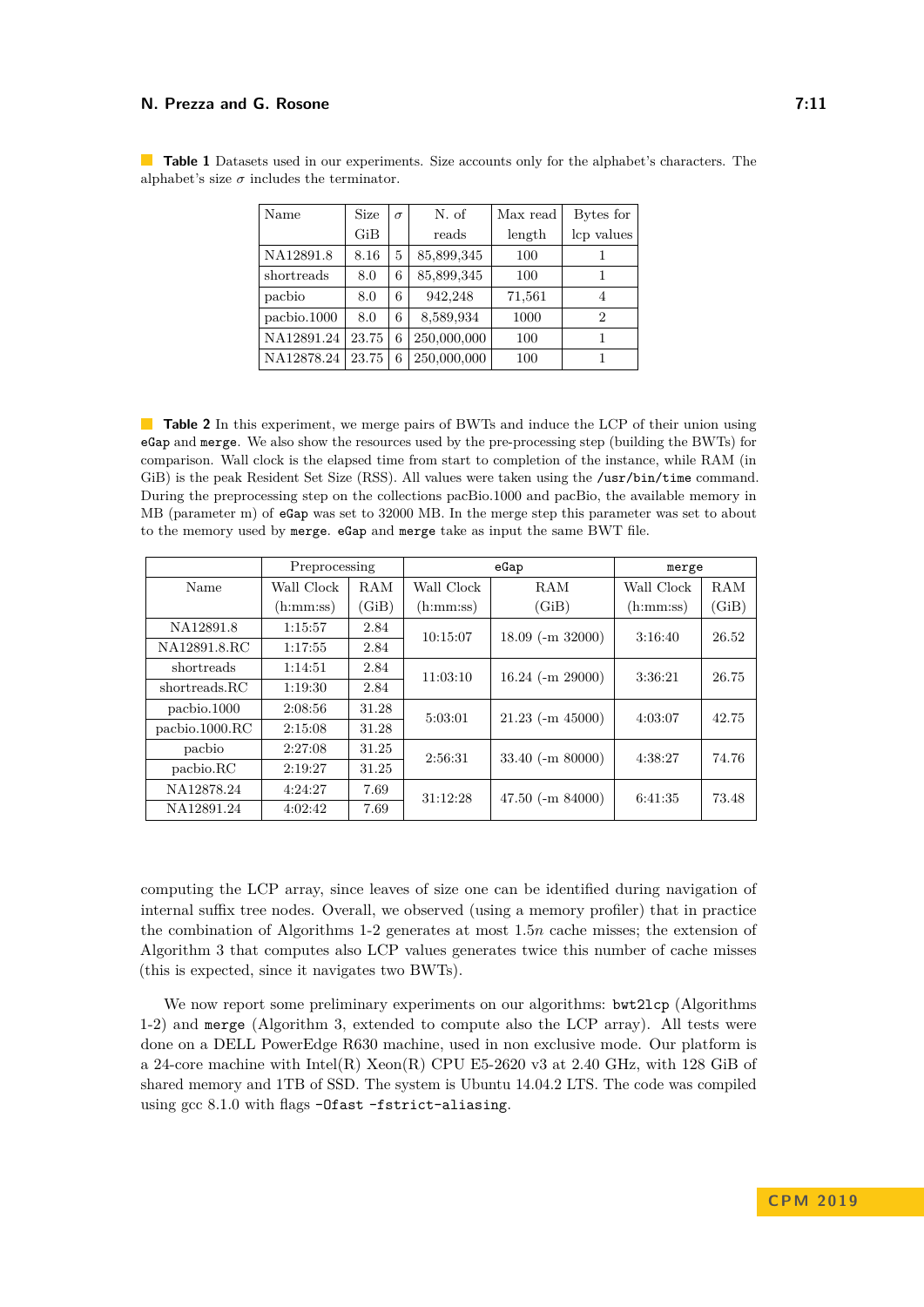**Table 1** Datasets used in our experiments. Size accounts only for the alphabet's characters. The alphabet's size $\sigma$ includes the terminator.

| Name | Size GiB | $\sigma$ | N. of reads | Max read length | Bytes for lcp values |
|---|---|---|---|---|---|
| NA12891.8 | 8.16 | 5 | 85,899,345 | 100 | 1 |
| shortreads | 8.0 | 6 | 85,899,345 | 100 | 1 |
| pacbio | 8.0 | 6 | 942,248 | 71,561 | 4 |
| pacbio.1000 | 8.0 | 6 | 8,589,934 | 1000 | 2 |
| NA12891.24 | 23.75 | 6 | 250,000,000 | 100 | 1 |
| NA12878.24 | 23.75 | 6 | 250,000,000 | 100 | 1 |

**Table 2** In this experiment, we merge pairs of BWTs and induce the LCP of their union using `eGap` and `merge`. We also show the resources used by the pre-processing step (building the BWTs) for comparison. Wall clock is the elapsed time from start to completion of the instance, while RAM (in GiB) is the peak Resident Set Size (RSS). All values were taken using the `/usr/bin/time` command. During the preprocessing step on the collections pacBio.1000 and pacBio, the available memory in MB (parameter m) of `eGap` was set to 32000 MB. In the merge step this parameter was set to about to the memory used by `merge`. `eGap` and `merge` take as input the same BWT file.

| | Preprocessing | | `eGap` | | `merge` | |
|---|---|---|---|---|---|---|
| Name | Wall Clock (h:mm:ss) | RAM (GiB) | Wall Clock (h:mm:ss) | RAM (GiB) | Wall Clock (h:mm:ss) | RAM (GiB) |
| NA12891.8 | 1:15:57 | 2.84 | 10:15:07 | 18.09 (-m 32000) | 3:16:40 | 26.52 |
| NA12891.8.RC | 1:17:55 | 2.84 | | | | |
| shortreads | 1:14:51 | 2.84 | 11:03:10 | 16.24 (-m 29000) | 3:36:21 | 26.75 |
| shortreads.RC | 1:19:30 | 2.84 | | | | |
| pacbio.1000 | 2:08:56 | 31.28 | 5:03:01 | 21.23 (-m 45000) | 4:03:07 | 42.75 |
| pacbio.1000.RC | 2:15:08 | 31.28 | | | | |
| pacbio | 2:27:08 | 31.25 | 2:56:31 | 33.40 (-m 80000) | 4:38:27 | 74.76 |
| pacbio.RC | 2:19:27 | 31.25 | | | | |
| NA12878.24 | 4:24:27 | 7.69 | 31:12:28 | 47.50 (-m 84000) | 6:41:35 | 73.48 |
| NA12891.24 | 4:02:42 | 7.69 | | | | |

computing the LCP array, since leaves of size one can be identified during navigation of internal suffix tree nodes. Overall, we observed (using a memory profiler) that in practice the combination of Algorithms 1-2 generates at most $1.5n$ cache misses; the extension of Algorithm 3 that computes also LCP values generates twice this number of cache misses (this is expected, since it navigates two BWTs).

We now report some preliminary experiments on our algorithms: `bwt2lcp` (Algorithms 1-2) and `merge` (Algorithm 3, extended to compute also the LCP array). All tests were done on a DELL PowerEdge R630 machine, used in non exclusive mode. Our platform is a 24-core machine with Intel(R) Xeon(R) CPU E5-2620 v3 at 2.40 GHz, with 128 GiB of shared memory and 1TB of SSD. The system is Ubuntu 14.04.2 LTS. The code was compiled using gcc 8.1.0 with flags `-Ofast -fstrict-aliasing`.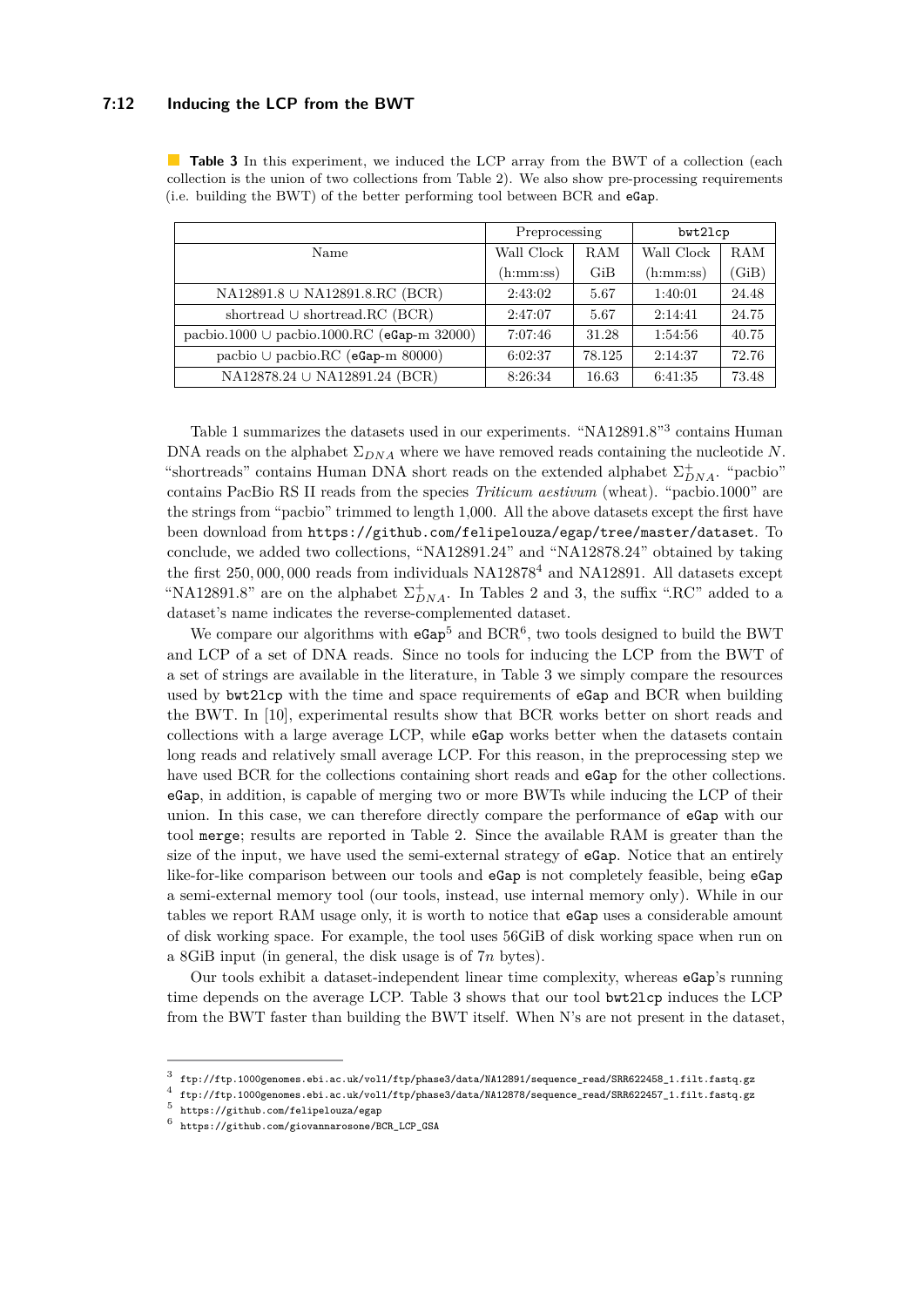**Table 3** In this experiment, we induced the LCP array from the BWT of a collection (each collection is the union of two collections from Table 2). We also show pre-processing requirements (i.e. building the BWT) of the better performing tool between BCR and `eGap`.

| Name | Preprocessing | | `bwt2lcp` | |
|---|---|---|---|---|
| | Wall Clock (h:mm:ss) | RAM GiB | Wall Clock (h:mm:ss) | RAM (GiB) |
| NA12891.8 ∪ NA12891.8.RC (BCR) | 2:43:02 | 5.67 | 1:40:01 | 24.48 |
| shortread ∪ shortread.RC (BCR) | 2:47:07 | 5.67 | 2:14:41 | 24.75 |
| pacbio.1000 ∪ pacbio.1000.RC (`eGap`-m 32000) | 7:07:46 | 31.28 | 1:54:56 | 40.75 |
| pacbio ∪ pacbio.RC (`eGap`-m 80000) | 6:02:37 | 78.125 | 2:14:37 | 72.76 |
| NA12878.24 ∪ NA12891.24 (BCR) | 8:26:34 | 16.63 | 6:41:35 | 73.48 |

Table 1 summarizes the datasets used in our experiments. "NA12891.8"[3] contains Human DNA reads on the alphabet $\Sigma_{DNA}$ where we have removed reads containing the nucleotide $N$. "shortreads" contains Human DNA short reads on the extended alphabet $\Sigma^{+}_{DNA}$. "pacbio" contains PacBio RS II reads from the species *Triticum aestivum* (wheat). "pacbio.1000" are the strings from "pacbio" trimmed to length 1,000. All the above datasets except the first have been download from `https://github.com/felipelouza/egap/tree/master/dataset`. To conclude, we added two collections, "NA12891.24" and "NA12878.24" obtained by taking the first 250,000,000 reads from individuals NA12878[4] and NA12891. All datasets except "NA12891.8" are on the alphabet $\Sigma^{+}_{DNA}$. In Tables 2 and 3, the suffix ".RC" added to a dataset's name indicates the reverse-complemented dataset.

We compare our algorithms with `eGap`[5] and BCR[6], two tools designed to build the BWT and LCP of a set of DNA reads. Since no tools for inducing the LCP from the BWT of a set of strings are available in the literature, in Table 3 we simply compare the resources used by `bwt2lcp` with the time and space requirements of `eGap` and BCR when building the BWT. In [10], experimental results show that BCR works better on short reads and collections with a large average LCP, while `eGap` works better when the datasets contain long reads and relatively small average LCP. For this reason, in the preprocessing step we have used BCR for the collections containing short reads and `eGap` for the other collections. `eGap`, in addition, is capable of merging two or more BWTs while inducing the LCP of their union. In this case, we can therefore directly compare the performance of `eGap` with our tool `merge`; results are reported in Table 2. Since the available RAM is greater than the size of the input, we have used the semi-external strategy of `eGap`. Notice that an entirely like-for-like comparison between our tools and `eGap` is not completely feasible, being `eGap` a semi-external memory tool (our tools, instead, use internal memory only). While in our tables we report RAM usage only, it is worth to notice that `eGap` uses a considerable amount of disk working space. For example, the tool uses 56GiB of disk working space when run on a 8GiB input (in general, the disk usage is of $7n$ bytes).

Our tools exhibit a dataset-independent linear time complexity, whereas `eGap`'s running time depends on the average LCP. Table 3 shows that our tool `bwt2lcp` induces the LCP from the BWT faster than building the BWT itself. When N's are not present in the dataset,

[3] `ftp://ftp.1000genomes.ebi.ac.uk/vol1/ftp/phase3/data/NA12891/sequence_read/SRR622458_1.filt.fastq.gz`

[4] `ftp://ftp.1000genomes.ebi.ac.uk/vol1/ftp/phase3/data/NA12878/sequence_read/SRR622457_1.filt.fastq.gz`

[5] `https://github.com/felipelouza/egap`

[6] `https://github.com/giovannarosone/BCR_LCP_GSA`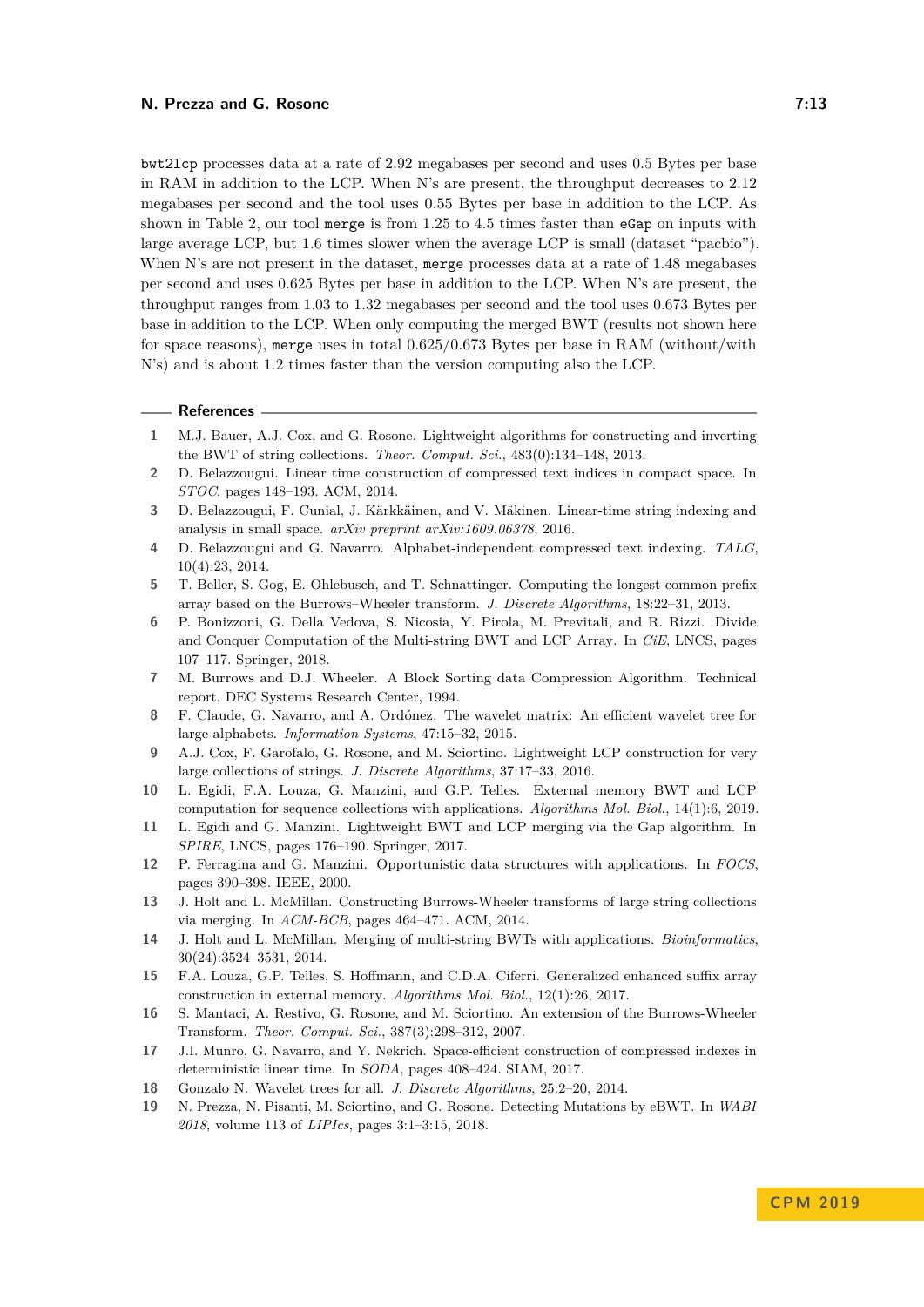`bwt2lcp` processes data at a rate of 2.92 megabases per second and uses 0.5 Bytes per base in RAM in addition to the LCP. When N's are present, the throughput decreases to 2.12 megabases per second and the tool uses 0.55 Bytes per base in addition to the LCP. As shown in Table 2, our tool `merge` is from 1.25 to 4.5 times faster than `eGap` on inputs with large average LCP, but 1.6 times slower when the average LCP is small (dataset "pacbio"). When N's are not present in the dataset, `merge` processes data at a rate of 1.48 megabases per second and uses 0.625 Bytes per base in addition to the LCP. When N's are present, the throughput ranges from 1.03 to 1.32 megabases per second and the tool uses 0.673 Bytes per base in addition to the LCP. When only computing the merged BWT (results not shown here for space reasons), `merge` uses in total 0.625/0.673 Bytes per base in RAM (without/with N's) and is about 1.2 times faster than the version computing also the LCP.

## References

1. M.J. Bauer, A.J. Cox, and G. Rosone. Lightweight algorithms for constructing and inverting the BWT of string collections. *Theor. Comput. Sci.*, 483(0):134–148, 2013.
2. D. Belazzougui. Linear time construction of compressed text indices in compact space. In *STOC*, pages 148–193. ACM, 2014.
3. D. Belazzougui, F. Cunial, J. Kärkkäinen, and V. Mäkinen. Linear-time string indexing and analysis in small space. *arXiv preprint arXiv:1609.06378*, 2016.
4. D. Belazzougui and G. Navarro. Alphabet-independent compressed text indexing. *TALG*, 10(4):23, 2014.
5. T. Beller, S. Gog, E. Ohlebusch, and T. Schnattinger. Computing the longest common prefix array based on the Burrows–Wheeler transform. *J. Discrete Algorithms*, 18:22–31, 2013.
6. P. Bonizzoni, G. Della Vedova, S. Nicosia, Y. Pirola, M. Previtali, and R. Rizzi. Divide and Conquer Computation of the Multi-string BWT and LCP Array. In *CiE*, LNCS, pages 107–117. Springer, 2018.
7. M. Burrows and D.J. Wheeler. A Block Sorting data Compression Algorithm. Technical report, DEC Systems Research Center, 1994.
8. F. Claude, G. Navarro, and A. Ordóñez. The wavelet matrix: An efficient wavelet tree for large alphabets. *Information Systems*, 47:15–32, 2015.
9. A.J. Cox, F. Garofalo, G. Rosone, and M. Sciortino. Lightweight LCP construction for very large collections of strings. *J. Discrete Algorithms*, 37:17–33, 2016.
10. L. Egidi, F.A. Louza, G. Manzini, and G.P. Telles. External memory BWT and LCP computation for sequence collections with applications. *Algorithms Mol. Biol.*, 14(1):6, 2019.
11. L. Egidi and G. Manzini. Lightweight BWT and LCP merging via the Gap algorithm. In *SPIRE*, LNCS, pages 176–190. Springer, 2017.
12. P. Ferragina and G. Manzini. Opportunistic data structures with applications. In *FOCS*, pages 390–398. IEEE, 2000.
13. J. Holt and L. McMillan. Constructing Burrows-Wheeler transforms of large string collections via merging. In *ACM-BCB*, pages 464–471. ACM, 2014.
14. J. Holt and L. McMillan. Merging of multi-string BWTs with applications. *Bioinformatics*, 30(24):3524–3531, 2014.
15. F.A. Louza, G.P. Telles, S. Hoffmann, and C.D.A. Ciferri. Generalized enhanced suffix array construction in external memory. *Algorithms Mol. Biol.*, 12(1):26, 2017.
16. S. Mantaci, A. Restivo, G. Rosone, and M. Sciortino. An extension of the Burrows-Wheeler Transform. *Theor. Comput. Sci.*, 387(3):298–312, 2007.
17. J.I. Munro, G. Navarro, and Y. Nekrich. Space-efficient construction of compressed indexes in deterministic linear time. In *SODA*, pages 408–424. SIAM, 2017.
18. Gonzalo N. Wavelet trees for all. *J. Discrete Algorithms*, 25:2–20, 2014.
19. N. Prezza, N. Pisanti, M. Sciortino, and G. Rosone. Detecting Mutations by eBWT. In *WABI 2018*, volume 113 of *LIPIcs*, pages 3:1–3:15, 2018.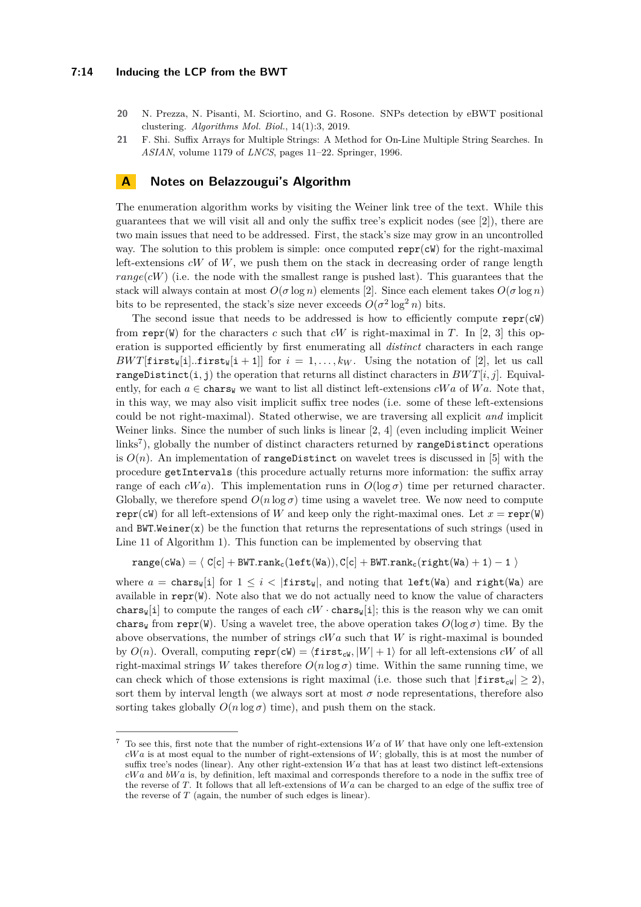20 N. Prezza, N. Pisanti, M. Sciortino, and G. Rosone. SNPs detection by eBWT positional clustering. *Algorithms Mol. Biol.*, 14(1):3, 2019.

21 F. Shi. Suffix Arrays for Multiple Strings: A Method for On-Line Multiple String Searches. In *ASIAN*, volume 1179 of *LNCS*, pages 11–22. Springer, 1996.

# A Notes on Belazzougui's Algorithm

The enumeration algorithm works by visiting the Weiner link tree of the text. While this guarantees that we will visit all and only the suffix tree's explicit nodes (see [2]), there are two main issues that need to be addressed. First, the stack's size may grow in an uncontrolled way. The solution to this problem is simple: once computed `repr(cW)` for the right-maximal left-extensions $cW$ of $W$, we push them on the stack in decreasing order of range length $range(cW)$ (i.e. the node with the smallest range is pushed last). This guarantees that the stack will always contain at most $O(\sigma \log n)$ elements [2]. Since each element takes $O(\sigma \log n)$ bits to be represented, the stack's size never exceeds $O(\sigma^2 \log^2 n)$ bits.

The second issue that needs to be addressed is how to efficiently compute `repr(cW)` from `repr(W)` for the characters $c$ such that $cW$ is right-maximal in $T$. In [2, 3] this operation is supported efficiently by first enumerating all *distinct* characters in each range $BWT[\mathtt{first_W}[\mathtt{i}]..\mathtt{first_W}[\mathtt{i}+1]]$ for $i = 1, \ldots, k_W$. Using the notation of [2], let us call `rangeDistinct(i, j)` the operation that returns all distinct characters in $BWT[i, j]$. Equivalently, for each $a \in \mathtt{chars_W}$ we want to list all distinct left-extensions $cWa$ of $Wa$. Note that, in this way, we may also visit implicit suffix tree nodes (i.e. some of these left-extensions could be not right-maximal). Stated otherwise, we are traversing all explicit *and* implicit Weiner links. Since the number of such links is linear [2, 4] (even including implicit Weiner links[7]), globally the number of distinct characters returned by `rangeDistinct` operations is $O(n)$. An implementation of `rangeDistinct` on wavelet trees is discussed in [5] with the procedure `getIntervals` (this procedure actually returns more information: the suffix array range of each $cWa$). This implementation runs in $O(\log \sigma)$ time per returned character. Globally, we therefore spend $O(n \log \sigma)$ time using a wavelet tree. We now need to compute `repr(cW)` for all left-extensions of $W$ and keep only the right-maximal ones. Let $x = \mathtt{repr(W)}$ and `BWT.Weiner(x)` be the function that returns the representations of such strings (used in Line 11 of Algorithm 1). This function can be implemented by observing that

$$\mathtt{range(cWa)} = \langle\ \mathtt{C[c]} + \mathtt{BWT.rank_c(left(Wa))}, \mathtt{C[c]} + \mathtt{BWT.rank_c(right(Wa)+1)} - 1\ \rangle$$

where $a = \mathtt{chars_W[i]}$ for $1 \leq i < |\mathtt{first_W}|$, and noting that `left(Wa)` and `right(Wa)` are available in `repr(W)`. Note also that we do not actually need to know the value of characters $\mathtt{chars_W[i]}$ to compute the ranges of each $cW \cdot \mathtt{chars_W[i]}$; this is the reason why we can omit $\mathtt{chars_W}$ from `repr(W)`. Using a wavelet tree, the above operation takes $O(\log \sigma)$ time. By the above observations, the number of strings $cWa$ such that $W$ is right-maximal is bounded by $O(n)$. Overall, computing $\mathtt{repr(cW)} = \langle \mathtt{first_{cW}}, |W|+1 \rangle$ for all left-extensions $cW$ of all right-maximal strings $W$ takes therefore $O(n \log \sigma)$ time. Within the same running time, we can check which of those extensions is right maximal (i.e. those such that $|\mathtt{first_{cW}}| \geq 2$), sort them by interval length (we always sort at most $\sigma$ node representations, therefore also sorting takes globally $O(n \log \sigma)$ time), and push them on the stack.

[7] To see this, first note that the number of right-extensions $Wa$ of $W$ that have only one left-extension $cWa$ is at most equal to the number of right-extensions of $W$; globally, this is at most the number of suffix tree's nodes (linear). Any other right-extension $Wa$ that has at least two distinct left-extensions $cWa$ and $bWa$ is, by definition, left maximal and corresponds therefore to a node in the suffix tree of the reverse of $T$. It follows that all left-extensions of $Wa$ can be charged to an edge of the suffix tree of the reverse of $T$ (again, the number of such edges is linear).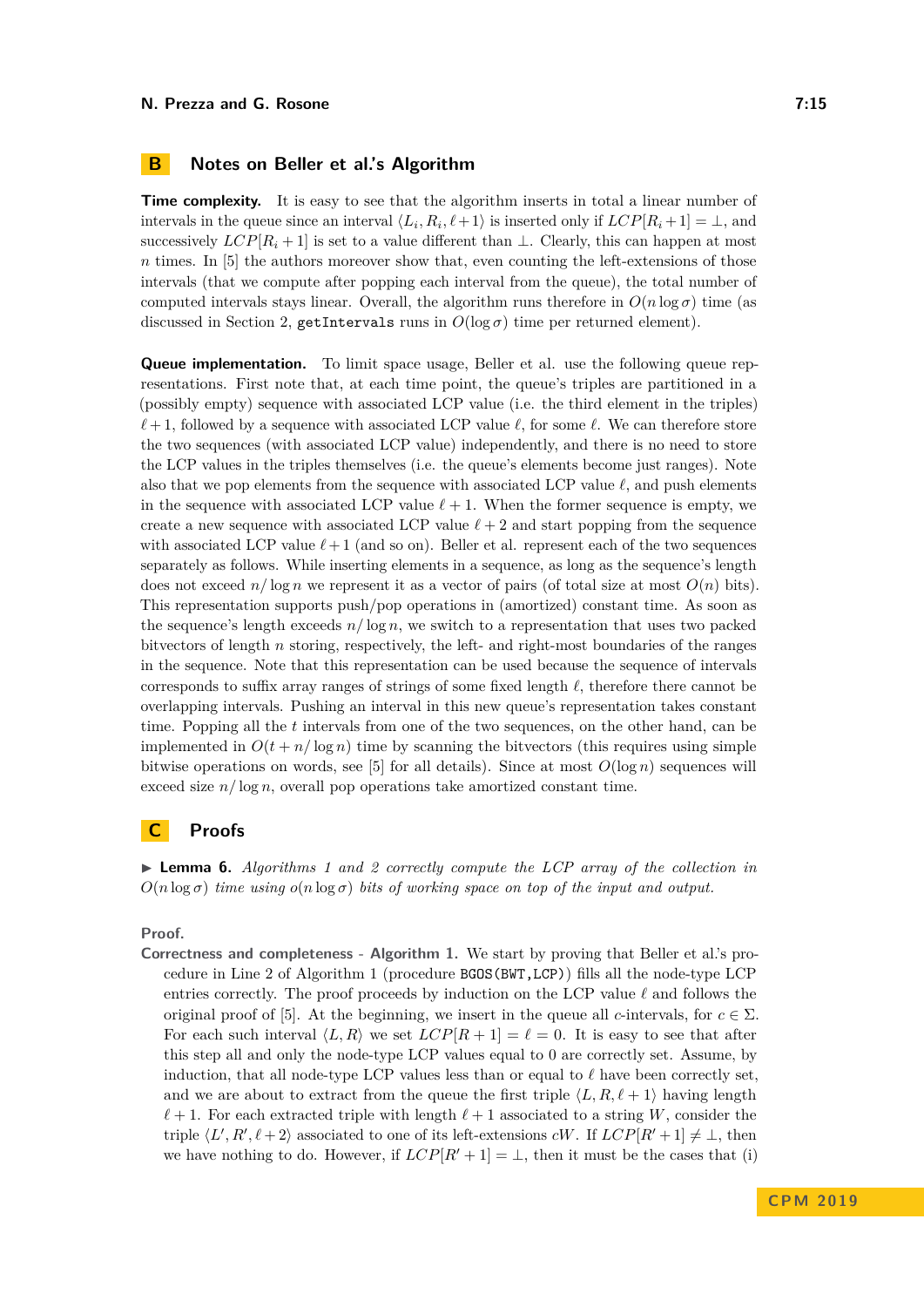## B Notes on Beller et al.'s Algorithm

**Time complexity.** It is easy to see that the algorithm inserts in total a linear number of intervals in the queue since an interval $\langle L_i, R_i, \ell+1\rangle$ is inserted only if $LCP[R_i+1] = \bot$, and successively $LCP[R_i+1]$ is set to a value different than $\bot$. Clearly, this can happen at most $n$ times. In [5] the authors moreover show that, even counting the left-extensions of those intervals (that we compute after popping each interval from the queue), the total number of computed intervals stays linear. Overall, the algorithm runs therefore in $O(n \log \sigma)$ time (as discussed in Section 2, `getIntervals` runs in $O(\log \sigma)$ time per returned element).

**Queue implementation.** To limit space usage, Beller et al. use the following queue representations. First note that, at each time point, the queue's triples are partitioned in a (possibly empty) sequence with associated LCP value (i.e. the third element in the triples) $\ell+1$, followed by a sequence with associated LCP value $\ell$, for some $\ell$. We can therefore store the two sequences (with associated LCP value) independently, and there is no need to store the LCP values in the triples themselves (i.e. the queue's elements become just ranges). Note also that we pop elements from the sequence with associated LCP value $\ell$, and push elements in the sequence with associated LCP value $\ell+1$. When the former sequence is empty, we create a new sequence with associated LCP value $\ell+2$ and start popping from the sequence with associated LCP value $\ell+1$ (and so on). Beller et al. represent each of the two sequences separately as follows. While inserting elements in a sequence, as long as the sequence's length does not exceed $n/\log n$ we represent it as a vector of pairs (of total size at most $O(n)$ bits). This representation supports push/pop operations in (amortized) constant time. As soon as the sequence's length exceeds $n/\log n$, we switch to a representation that uses two packed bitvectors of length $n$ storing, respectively, the left- and right-most boundaries of the ranges in the sequence. Note that this representation can be used because the sequence of intervals corresponds to suffix array ranges of strings of some fixed length $\ell$, therefore there cannot be overlapping intervals. Pushing an interval in this new queue's representation takes constant time. Popping all the $t$ intervals from one of the two sequences, on the other hand, can be implemented in $O(t + n/\log n)$ time by scanning the bitvectors (this requires using simple bitwise operations on words, see [5] for all details). Since at most $O(\log n)$ sequences will exceed size $n/\log n$, overall pop operations take amortized constant time.

## C Proofs

▶ **Lemma 6.** *Algorithms 1 and 2 correctly compute the LCP array of the collection in $O(n \log \sigma)$ time using $o(n \log \sigma)$ bits of working space on top of the input and output.*

**Proof.**

**Correctness and completeness - Algorithm 1.** We start by proving that Beller et al.'s procedure in Line 2 of Algorithm 1 (procedure `BGOS(BWT,LCP)`) fills all the node-type LCP entries correctly. The proof proceeds by induction on the LCP value $\ell$ and follows the original proof of [5]. At the beginning, we insert in the queue all $c$-intervals, for $c \in \Sigma$. For each such interval $\langle L, R\rangle$ we set $LCP[R+1] = \ell = 0$. It is easy to see that after this step all and only the node-type LCP values equal to 0 are correctly set. Assume, by induction, that all node-type LCP values less than or equal to $\ell$ have been correctly set, and we are about to extract from the queue the first triple $\langle L, R, \ell+1\rangle$ having length $\ell+1$. For each extracted triple with length $\ell+1$ associated to a string $W$, consider the triple $\langle L', R', \ell+2\rangle$ associated to one of its left-extensions $cW$. If $LCP[R'+1] \neq \bot$, then we have nothing to do. However, if $LCP[R'+1] = \bot$, then it must be the cases that (i)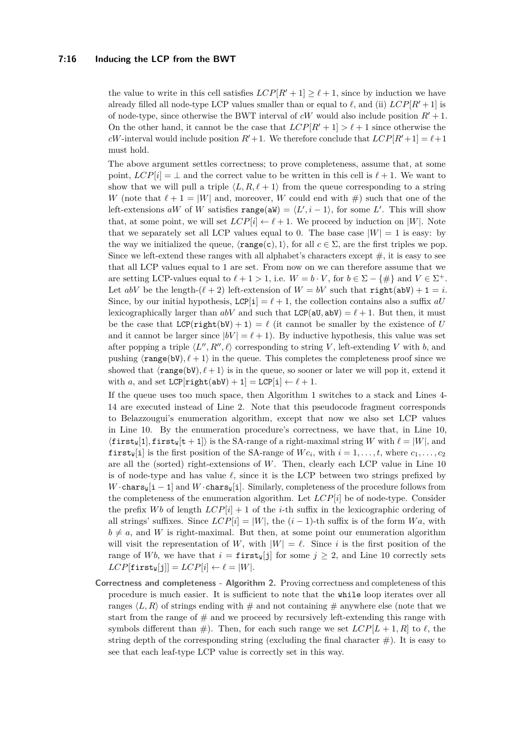the value to write in this cell satisfies $LCP[R'+1] \geq \ell+1$, since by induction we have already filled all node-type LCP values smaller than or equal to $\ell$, and (ii) $LCP[R'+1]$ is of node-type, since otherwise the BWT interval of $cW$ would also include position $R'+1$. On the other hand, it cannot be the case that $LCP[R'+1] > \ell+1$ since otherwise the $cW$-interval would include position $R'+1$. We therefore conclude that $LCP[R'+1] = \ell+1$ must hold.

The above argument settles correctness; to prove completeness, assume that, at some point, $LCP[i] = \bot$ and the correct value to be written in this cell is $\ell+1$. We want to show that we will pull a triple $\langle L, R, \ell+1\rangle$ from the queue corresponding to a string $W$ (note that $\ell+1 = |W|$ and, moreover, $W$ could end with #) such that one of the left-extensions $aW$ of $W$ satisfies $\texttt{range(aW)} = \langle L', i-1\rangle$, for some $L'$. This will show that, at some point, we will set $LCP[i] \leftarrow \ell+1$. We proceed by induction on $|W|$. Note that we separately set all LCP values equal to 0. The base case $|W| = 1$ is easy: by the way we initialized the queue, $\langle \texttt{range(c)}, 1\rangle$, for all $c \in \Sigma$, are the first triples we pop. Since we left-extend these ranges with all alphabet's characters except #, it is easy to see that all LCP values equal to 1 are set. From now on we can therefore assume that we are setting LCP-values equal to $\ell+1 > 1$, i.e. $W = b \cdot V$, for $b \in \Sigma - \{\#\}$ and $V \in \Sigma^+$. Let $abV$ be the length-$(\ell+2)$ left-extension of $W = bV$ such that $\texttt{right(abV)} + 1 = i$. Since, by our initial hypothesis, $\texttt{LCP[i]} = \ell+1$, the collection contains also a suffix $aU$ lexicographically larger than $abV$ and such that $\texttt{LCP(aU, abV)} = \ell+1$. But then, it must be the case that $\texttt{LCP(right(bV) + 1)} = \ell$ (it cannot be smaller by the existence of $U$ and it cannot be larger since $|bV| = \ell+1$). By inductive hypothesis, this value was set after popping a triple $\langle L'', R'', \ell\rangle$ corresponding to string $V$, left-extending $V$ with $b$, and pushing $\langle \texttt{range(bV)}, \ell+1\rangle$ in the queue. This completes the completeness proof since we showed that $\langle \texttt{range(bV)}, \ell+1\rangle$ is in the queue, so sooner or later we will pop it, extend it with $a$, and set $\texttt{LCP[right(abV) + 1]} = \texttt{LCP[i]} \leftarrow \ell+1$.

If the queue uses too much space, then Algorithm 1 switches to a stack and Lines 4-14 are executed instead of Line 2. Note that this pseudocode fragment corresponds to Belazzougui's enumeration algorithm, except that now we also set LCP values in Line 10. By the enumeration procedure's correctness, we have that, in Line 10, $\langle \texttt{first}_\texttt{W}[1], \texttt{first}_\texttt{W}[t+1]\rangle$ is the SA-range of a right-maximal string $W$ with $\ell = |W|$, and $\texttt{first}_\texttt{W}[i]$ is the first position of the SA-range of $Wc_i$, with $i = 1, \dots, t$, where $c_1, \dots, c_2$ are all the (sorted) right-extensions of $W$. Then, clearly each LCP value in Line 10 is of node-type and has value $\ell$, since it is the LCP between two strings prefixed by $W \cdot \texttt{chars}_\texttt{W}[i-1]$ and $W \cdot \texttt{chars}_\texttt{W}[i]$. Similarly, completeness of the procedure follows from the completeness of the enumeration algorithm. Let $LCP[i]$ be of node-type. Consider the prefix $Wb$ of length $LCP[i]+1$ of the $i$-th suffix in the lexicographic ordering of all strings' suffixes. Since $LCP[i] = |W|$, the $(i-1)$-th suffix is of the form $Wa$, with $b \neq a$, and $W$ is right-maximal. But then, at some point our enumeration algorithm will visit the representation of $W$, with $|W| = \ell$. Since $i$ is the first position of the range of $Wb$, we have that $i = \texttt{first}_\texttt{W}[j]$ for some $j \geq 2$, and Line 10 correctly sets $LCP[\texttt{first}_\texttt{W}[j]] = LCP[i] \leftarrow \ell = |W|$.

**Correctness and completeness - Algorithm 2.** Proving correctness and completeness of this procedure is much easier. It is sufficient to note that the `while` loop iterates over all ranges $\langle L, R\rangle$ of strings ending with # and not containing # anywhere else (note that we start from the range of # and we proceed by recursively left-extending this range with symbols different than #). Then, for each such range we set $LCP[L+1, R]$ to $\ell$, the string depth of the corresponding string (excluding the final character #). It is easy to see that each leaf-type LCP value is correctly set in this way.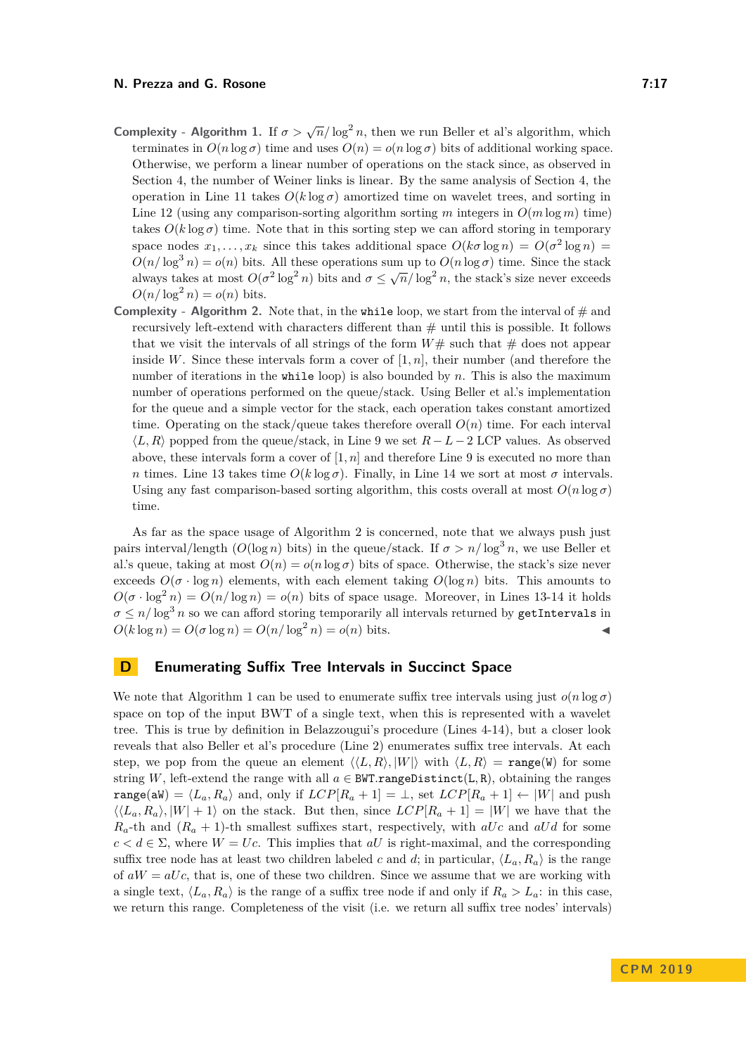**Complexity - Algorithm 1.** If $\sigma > \sqrt{n}/\log^2 n$, then we run Beller et al's algorithm, which terminates in $O(n \log \sigma)$ time and uses $O(n) = o(n \log \sigma)$ bits of additional working space. Otherwise, we perform a linear number of operations on the stack since, as observed in Section 4, the number of Weiner links is linear. By the same analysis of Section 4, the operation in Line 11 takes $O(k \log \sigma)$ amortized time on wavelet trees, and sorting in Line 12 (using any comparison-sorting algorithm sorting $m$ integers in $O(m \log m)$ time) takes $O(k \log \sigma)$ time. Note that in this sorting step we can afford storing in temporary space nodes $x_1, \dots, x_k$ since this takes additional space $O(k\sigma \log n) = O(\sigma^2 \log n) = O(n/\log^3 n) = o(n)$ bits. All these operations sum up to $O(n \log \sigma)$ time. Since the stack always takes at most $O(\sigma^2 \log^2 n)$ bits and $\sigma \le \sqrt{n}/\log^2 n$, the stack's size never exceeds $O(n/\log^2 n) = o(n)$ bits.

**Complexity - Algorithm 2.** Note that, in the `while` loop, we start from the interval of # and recursively left-extend with characters different than # until this is possible. It follows that we visit the intervals of all strings of the form $W\#$ such that # does not appear inside $W$. Since these intervals form a cover of $[1, n]$, their number (and therefore the number of iterations in the `while` loop) is also bounded by $n$. This is also the maximum number of operations performed on the queue/stack. Using Beller et al.'s implementation for the queue and a simple vector for the stack, each operation takes constant amortized time. Operating on the stack/queue takes therefore overall $O(n)$ time. For each interval $\langle L, R\rangle$ popped from the queue/stack, in Line 9 we set $R - L - 2$ LCP values. As observed above, these intervals form a cover of $[1, n]$ and therefore Line 9 is executed no more than $n$ times. Line 13 takes time $O(k \log \sigma)$. Finally, in Line 14 we sort at most $\sigma$ intervals. Using any fast comparison-based sorting algorithm, this costs overall at most $O(n \log \sigma)$ time.

As far as the space usage of Algorithm 2 is concerned, note that we always push just pairs interval/length ($O(\log n)$ bits) in the queue/stack. If $\sigma > n/\log^3 n$, we use Beller et al.'s queue, taking at most $O(n) = o(n \log \sigma)$ bits of space. Otherwise, the stack's size never exceeds $O(\sigma \cdot \log n)$ elements, with each element taking $O(\log n)$ bits. This amounts to $O(\sigma \cdot \log^2 n) = O(n/\log n) = o(n)$ bits of space usage. Moreover, in Lines 13-14 it holds $\sigma \le n/\log^3 n$ so we can afford storing temporarily all intervals returned by `getIntervals` in $O(k \log n) = O(\sigma \log n) = O(n/\log^2 n) = o(n)$ bits. ◀

## D Enumerating Suffix Tree Intervals in Succinct Space

We note that Algorithm 1 can be used to enumerate suffix tree intervals using just $o(n \log \sigma)$ space on top of the input BWT of a single text, when this is represented with a wavelet tree. This is true by definition in Belazzougui's procedure (Lines 4-14), but a closer look reveals that also Beller et al's procedure (Line 2) enumerates suffix tree intervals. At each step, we pop from the queue an element $\langle\langle L, R\rangle, |W|\rangle$ with $\langle L, R\rangle = \texttt{range(W)}$ for some string $W$, left-extend the range with all $a \in \texttt{BWT.rangeDistinct(L,R)}$, obtaining the ranges $\texttt{range(aW)} = \langle L_a, R_a\rangle$ and, only if $LCP[R_a + 1] = \perp$, set $LCP[R_a + 1] \leftarrow |W|$ and push $\langle\langle L_a, R_a\rangle, |W| + 1\rangle$ on the stack. But then, since $LCP[R_a + 1] = |W|$ we have that the $R_a$-th and $(R_a + 1)$-th smallest suffixes start, respectively, with $aUc$ and $aUd$ for some $c < d \in \Sigma$, where $W = Uc$. This implies that $aU$ is right-maximal, and the corresponding suffix tree node has at least two children labeled $c$ and $d$; in particular, $\langle L_a, R_a\rangle$ is the range of $aW = aUc$, that is, one of these two children. Since we assume that we are working with a single text, $\langle L_a, R_a\rangle$ is the range of a suffix tree node if and only if $R_a > L_a$: in this case, we return this range. Completeness of the visit (i.e. we return all suffix tree nodes' intervals)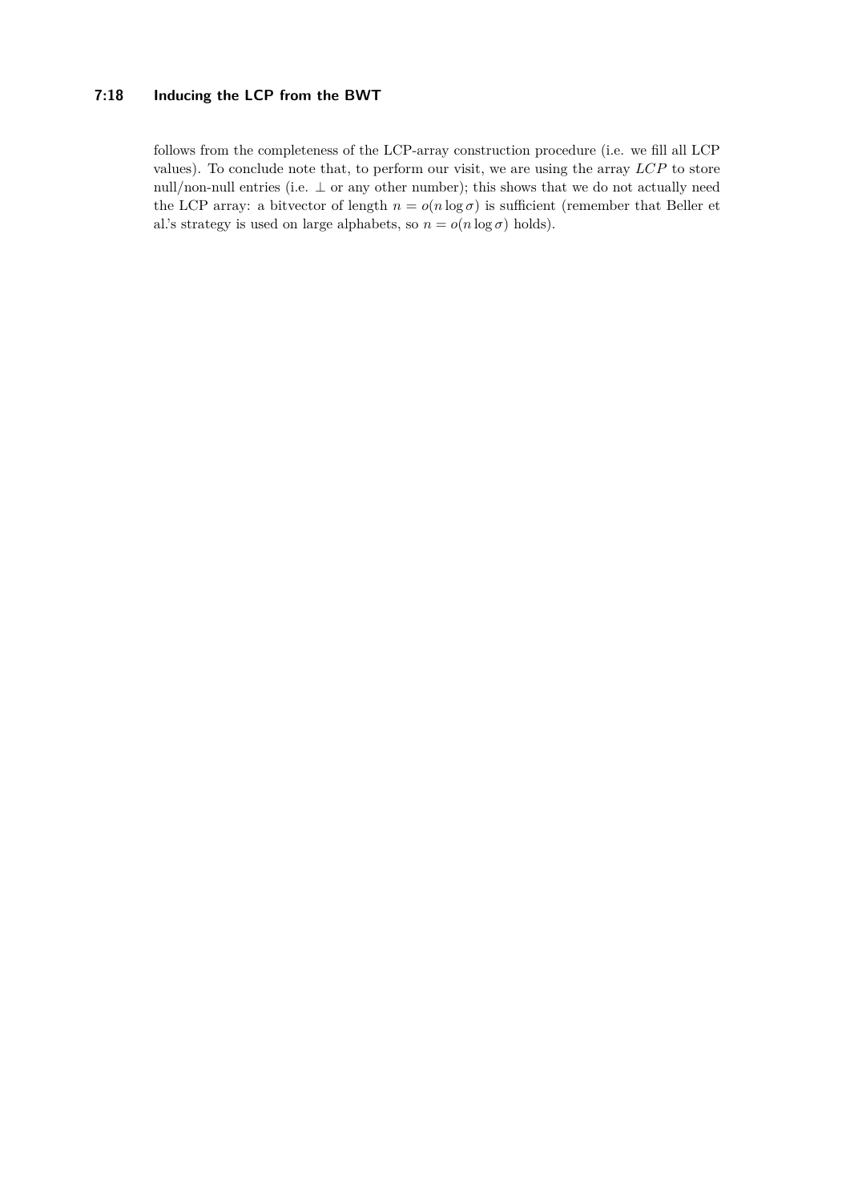follows from the completeness of the LCP-array construction procedure (i.e. we fill all LCP values). To conclude note that, to perform our visit, we are using the array $LCP$ to store null/non-null entries (i.e. $\perp$ or any other number); this shows that we do not actually need the LCP array: a bitvector of length $n = o(n \log \sigma)$ is sufficient (remember that Beller et al.'s strategy is used on large alphabets, so $n = o(n \log \sigma)$ holds).